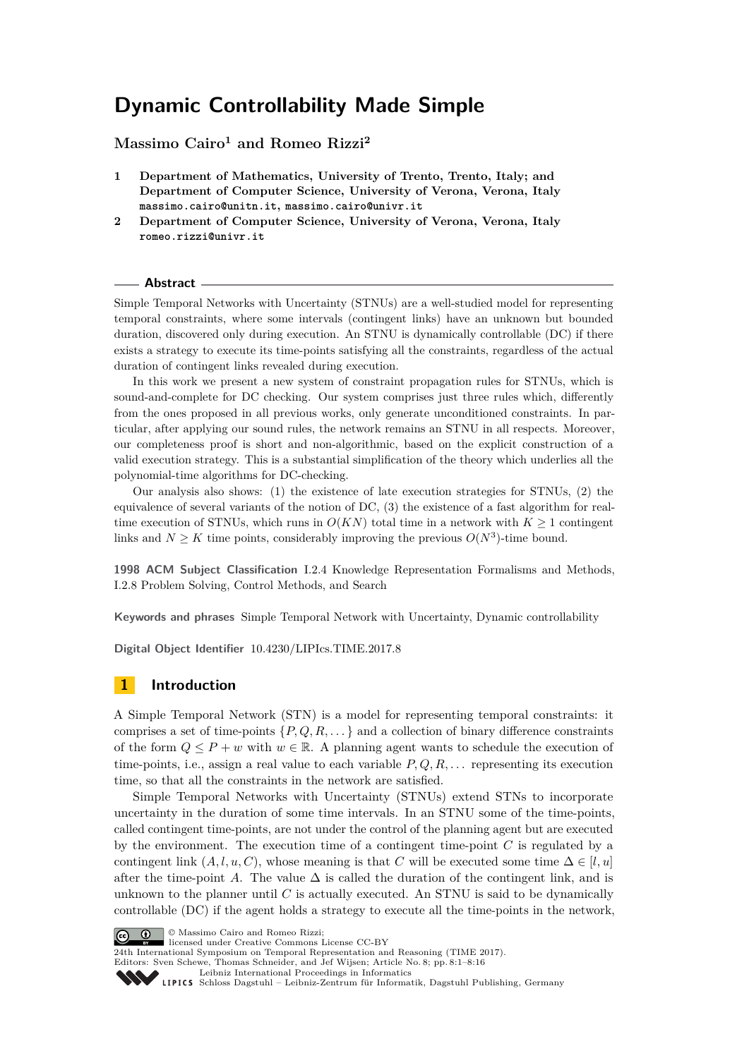# Dynamic Controllability Made Simple

**Massimo Cairo[1] and Romeo Rizzi[2]**

1. **Department of Mathematics, University of Trento, Trento, Italy; and Department of Computer Science, University of Verona, Verona, Italy**
`massimo.cairo@unitn.it, massimo.cairo@univr.it`
2. **Department of Computer Science, University of Verona, Verona, Italy**
`romeo.rizzi@univr.it`

## Abstract

Simple Temporal Networks with Uncertainty (STNUs) are a well-studied model for representing temporal constraints, where some intervals (contingent links) have an unknown but bounded duration, discovered only during execution. An STNU is dynamically controllable (DC) if there exists a strategy to execute its time-points satisfying all the constraints, regardless of the actual duration of contingent links revealed during execution.

In this work we present a new system of constraint propagation rules for STNUs, which is sound-and-complete for DC checking. Our system comprises just three rules which, differently from the ones proposed in all previous works, only generate unconditioned constraints. In particular, after applying our sound rules, the network remains an STNU in all respects. Moreover, our completeness proof is short and non-algorithmic, based on the explicit construction of a valid execution strategy. This is a substantial simplification of the theory which underlies all the polynomial-time algorithms for DC-checking.

Our analysis also shows: (1) the existence of late execution strategies for STNUs, (2) the equivalence of several variants of the notion of DC, (3) the existence of a fast algorithm for real-time execution of STNUs, which runs in $O(KN)$ total time in a network with $K \geq 1$ contingent links and $N \geq K$ time points, considerably improving the previous $O(N^3)$-time bound.

**1998 ACM Subject Classification** I.2.4 Knowledge Representation Formalisms and Methods, I.2.8 Problem Solving, Control Methods, and Search

**Keywords and phrases** Simple Temporal Network with Uncertainty, Dynamic controllability

**Digital Object Identifier** 10.4230/LIPIcs.TIME.2017.8

## 1 Introduction

A Simple Temporal Network (STN) is a model for representing temporal constraints: it comprises a set of time-points $\{P, Q, R, \dots\}$ and a collection of binary difference constraints of the form $Q \leq P + w$ with $w \in \mathbb{R}$. A planning agent wants to schedule the execution of time-points, i.e., assign a real value to each variable $P, Q, R, \dots$ representing its execution time, so that all the constraints in the network are satisfied.

Simple Temporal Networks with Uncertainty (STNUs) extend STNs to incorporate uncertainty in the duration of some time intervals. In an STNU some of the time-points, called contingent time-points, are not under the control of the planning agent but are executed by the environment. The execution time of a contingent time-point $C$ is regulated by a contingent link $(A, l, u, C)$, whose meaning is that $C$ will be executed some time $\Delta \in [l, u]$ after the time-point $A$. The value $\Delta$ is called the duration of the contingent link, and is unknown to the planner until $C$ is actually executed. An STNU is said to be dynamically controllable (DC) if the agent holds a strategy to execute all the time-points in the network,

© Massimo Cairo and Romeo Rizzi;
licensed under Creative Commons License CC-BY
24th International Symposium on Temporal Representation and Reasoning (TIME 2017).
Editors: Sven Schewe, Thomas Schneider, and Jef Wijsen; Article No. 8; pp. 8:1–8:16
Leibniz International Proceedings in Informatics
Schloss Dagstuhl – Leibniz-Zentrum für Informatik, Dagstuhl Publishing, Germany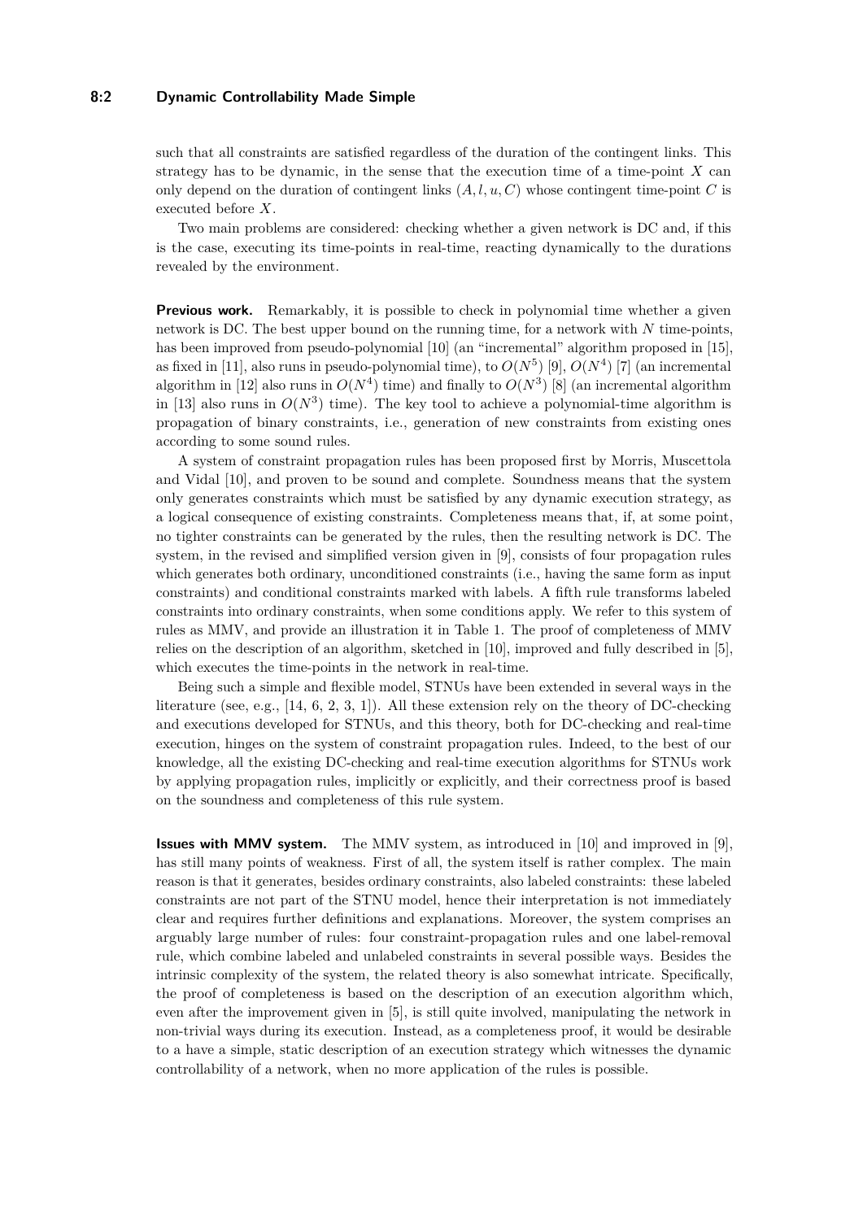such that all constraints are satisfied regardless of the duration of the contingent links. This strategy has to be dynamic, in the sense that the execution time of a time-point $X$ can only depend on the duration of contingent links $(A, l, u, C)$ whose contingent time-point $C$ is executed before $X$.

Two main problems are considered: checking whether a given network is DC and, if this is the case, executing its time-points in real-time, reacting dynamically to the durations revealed by the environment.

**Previous work.** Remarkably, it is possible to check in polynomial time whether a given network is DC. The best upper bound on the running time, for a network with $N$ time-points, has been improved from pseudo-polynomial [10] (an "incremental" algorithm proposed in [15], as fixed in [11], also runs in pseudo-polynomial time), to $O(N^5)$ [9], $O(N^4)$ [7] (an incremental algorithm in [12] also runs in $O(N^4)$ time) and finally to $O(N^3)$ [8] (an incremental algorithm in [13] also runs in $O(N^3)$ time). The key tool to achieve a polynomial-time algorithm is propagation of binary constraints, i.e., generation of new constraints from existing ones according to some sound rules.

A system of constraint propagation rules has been proposed first by Morris, Muscettola and Vidal [10], and proven to be sound and complete. Soundness means that the system only generates constraints which must be satisfied by any dynamic execution strategy, as a logical consequence of existing constraints. Completeness means that, if, at some point, no tighter constraints can be generated by the rules, then the resulting network is DC. The system, in the revised and simplified version given in [9], consists of four propagation rules which generates both ordinary, unconditioned constraints (i.e., having the same form as input constraints) and conditional constraints marked with labels. A fifth rule transforms labeled constraints into ordinary constraints, when some conditions apply. We refer to this system of rules as MMV, and provide an illustration it in Table 1. The proof of completeness of MMV relies on the description of an algorithm, sketched in [10], improved and fully described in [5], which executes the time-points in the network in real-time.

Being such a simple and flexible model, STNUs have been extended in several ways in the literature (see, e.g., [14, 6, 2, 3, 1]). All these extension rely on the theory of DC-checking and executions developed for STNUs, and this theory, both for DC-checking and real-time execution, hinges on the system of constraint propagation rules. Indeed, to the best of our knowledge, all the existing DC-checking and real-time execution algorithms for STNUs work by applying propagation rules, implicitly or explicitly, and their correctness proof is based on the soundness and completeness of this rule system.

**Issues with MMV system.** The MMV system, as introduced in [10] and improved in [9], has still many points of weakness. First of all, the system itself is rather complex. The main reason is that it generates, besides ordinary constraints, also labeled constraints: these labeled constraints are not part of the STNU model, hence their interpretation is not immediately clear and requires further definitions and explanations. Moreover, the system comprises an arguably large number of rules: four constraint-propagation rules and one label-removal rule, which combine labeled and unlabeled constraints in several possible ways. Besides the intrinsic complexity of the system, the related theory is also somewhat intricate. Specifically, the proof of completeness is based on the description of an execution algorithm which, even after the improvement given in [5], is still quite involved, manipulating the network in non-trivial ways during its execution. Instead, as a completeness proof, it would be desirable to a have a simple, static description of an execution strategy which witnesses the dynamic controllability of a network, when no more application of the rules is possible.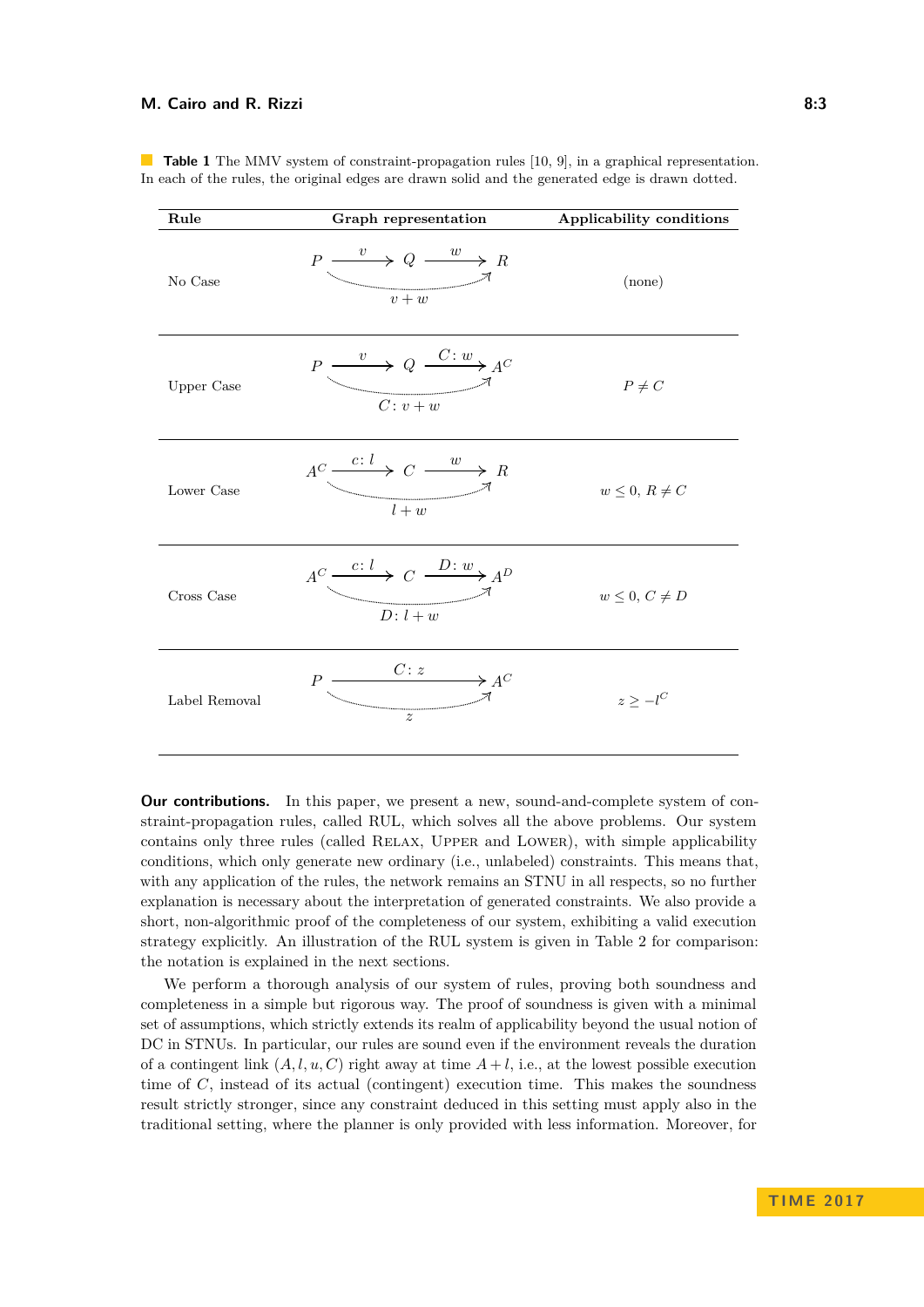**Table 1** The MMV system of constraint-propagation rules [10, 9], in a graphical representation. In each of the rules, the original edges are drawn solid and the generated edge is drawn dotted.

| Rule | Graph representation | Applicability conditions |
|---|---|---|
| No Case | $P \xrightarrow{v} Q \xrightarrow{w} R$; generated: $P \xrightarrow{v+w} R$ | (none) |
| Upper Case | $P \xrightarrow{v} Q \xrightarrow{C:\,w} A^C$; generated: $P \xrightarrow{C:\,v+w} A^C$ | $P \neq C$ |
| Lower Case | $A^C \xrightarrow{c:\,l} C \xrightarrow{w} R$; generated: $A^C \xrightarrow{l+w} R$ | $w \leq 0,\ R \neq C$ |
| Cross Case | $A^C \xrightarrow{c:\,l} C \xrightarrow{D:\,w} A^D$; generated: $A^C \xrightarrow{D:\,l+w} A^D$ | $w \leq 0,\ C \neq D$ |
| Label Removal | $P \xrightarrow{C:\,z} A^C$; generated: $P \xrightarrow{z} A^C$ | $z \geq -l^C$ |

**Our contributions.** In this paper, we present a new, sound-and-complete system of constraint-propagation rules, called RUL, which solves all the above problems. Our system contains only three rules (called RELAX, UPPER and LOWER), with simple applicability conditions, which only generate new ordinary (i.e., unlabeled) constraints. This means that, with any application of the rules, the network remains an STNU in all respects, so no further explanation is necessary about the interpretation of generated constraints. We also provide a short, non-algorithmic proof of the completeness of our system, exhibiting a valid execution strategy explicitly. An illustration of the RUL system is given in Table 2 for comparison: the notation is explained in the next sections.

We perform a thorough analysis of our system of rules, proving both soundness and completeness in a simple but rigorous way. The proof of soundness is given with a minimal set of assumptions, which strictly extends its realm of applicability beyond the usual notion of DC in STNUs. In particular, our rules are sound even if the environment reveals the duration of a contingent link $(A, l, u, C)$ right away at time $A + l$, i.e., at the lowest possible execution time of $C$, instead of its actual (contingent) execution time. This makes the soundness result strictly stronger, since any constraint deduced in this setting must apply also in the traditional setting, where the planner is only provided with less information. Moreover, for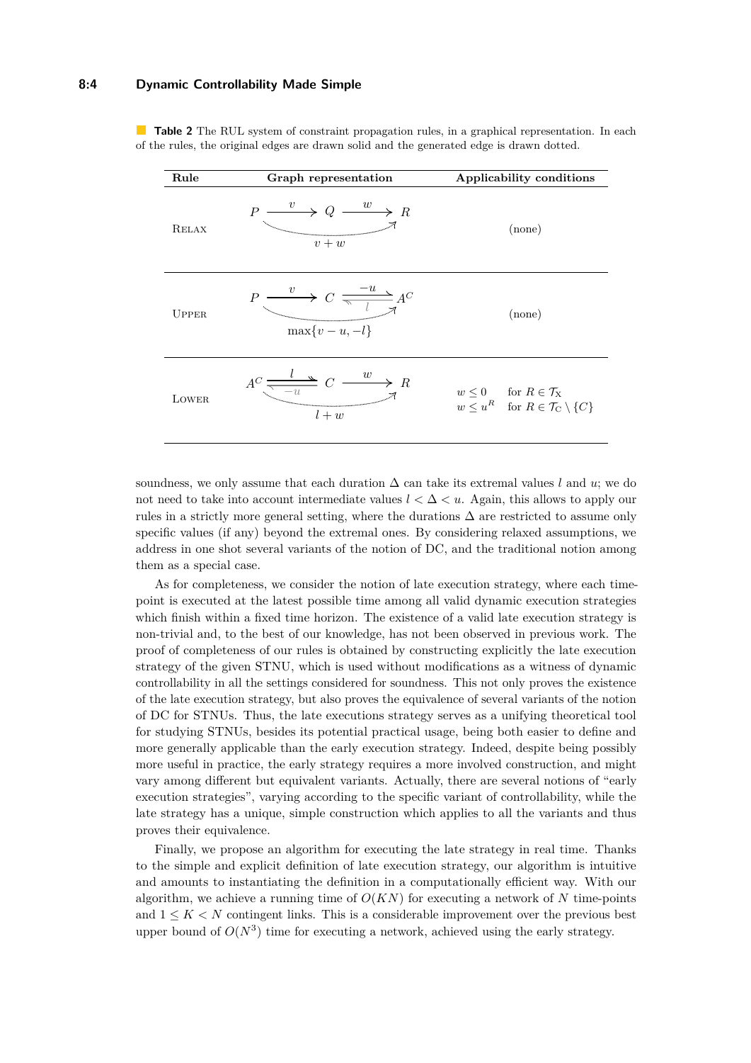**Table 2** The RUL system of constraint propagation rules, in a graphical representation. In each of the rules, the original edges are drawn solid and the generated edge is drawn dotted.

| Rule | Graph representation | Applicability conditions |
|---|---|---|
| Relax | $P \xrightarrow{v} Q \xrightarrow{w} R$, generated edge $P \to R$ labeled $v + w$ | (none) |
| Upper | $P \xrightarrow{v} C$, $C \xrightarrow{-u} A^C$ (with $A^C \xrightarrow{l} C$), generated edge $P \to A^C$ labeled $\max\{v - u, -l\}$ | (none) |
| Lower | $A^C \xrightarrow{l} C$ (with $C \xrightarrow{-u} A^C$), $C \xrightarrow{w} R$, generated edge $A^C \to R$ labeled $l + w$ | $w \leq 0$ for $R \in \mathcal{T}_X$; $w \leq u^R$ for $R \in \mathcal{T}_C \setminus \{C\}$ |

soundness, we only assume that each duration $\Delta$ can take its extremal values $l$ and $u$; we do not need to take into account intermediate values $l < \Delta < u$. Again, this allows to apply our rules in a strictly more general setting, where the durations $\Delta$ are restricted to assume only specific values (if any) beyond the extremal ones. By considering relaxed assumptions, we address in one shot several variants of the notion of DC, and the traditional notion among them as a special case.

As for completeness, we consider the notion of late execution strategy, where each time-point is executed at the latest possible time among all valid dynamic execution strategies which finish within a fixed time horizon. The existence of a valid late execution strategy is non-trivial and, to the best of our knowledge, has not been observed in previous work. The proof of completeness of our rules is obtained by constructing explicitly the late execution strategy of the given STNU, which is used without modifications as a witness of dynamic controllability in all the settings considered for soundness. This not only proves the existence of the late execution strategy, but also proves the equivalence of several variants of the notion of DC for STNUs. Thus, the late executions strategy serves as a unifying theoretical tool for studying STNUs, besides its potential practical usage, being both easier to define and more generally applicable than the early execution strategy. Indeed, despite being possibly more useful in practice, the early strategy requires a more involved construction, and might vary among different but equivalent variants. Actually, there are several notions of "early execution strategies", varying according to the specific variant of controllability, while the late strategy has a unique, simple construction which applies to all the variants and thus proves their equivalence.

Finally, we propose an algorithm for executing the late strategy in real time. Thanks to the simple and explicit definition of late execution strategy, our algorithm is intuitive and amounts to instantiating the definition in a computationally efficient way. With our algorithm, we achieve a running time of $O(KN)$ for executing a network of $N$ time-points and $1 \leq K < N$ contingent links. This is a considerable improvement over the previous best upper bound of $O(N^3)$ time for executing a network, achieved using the early strategy.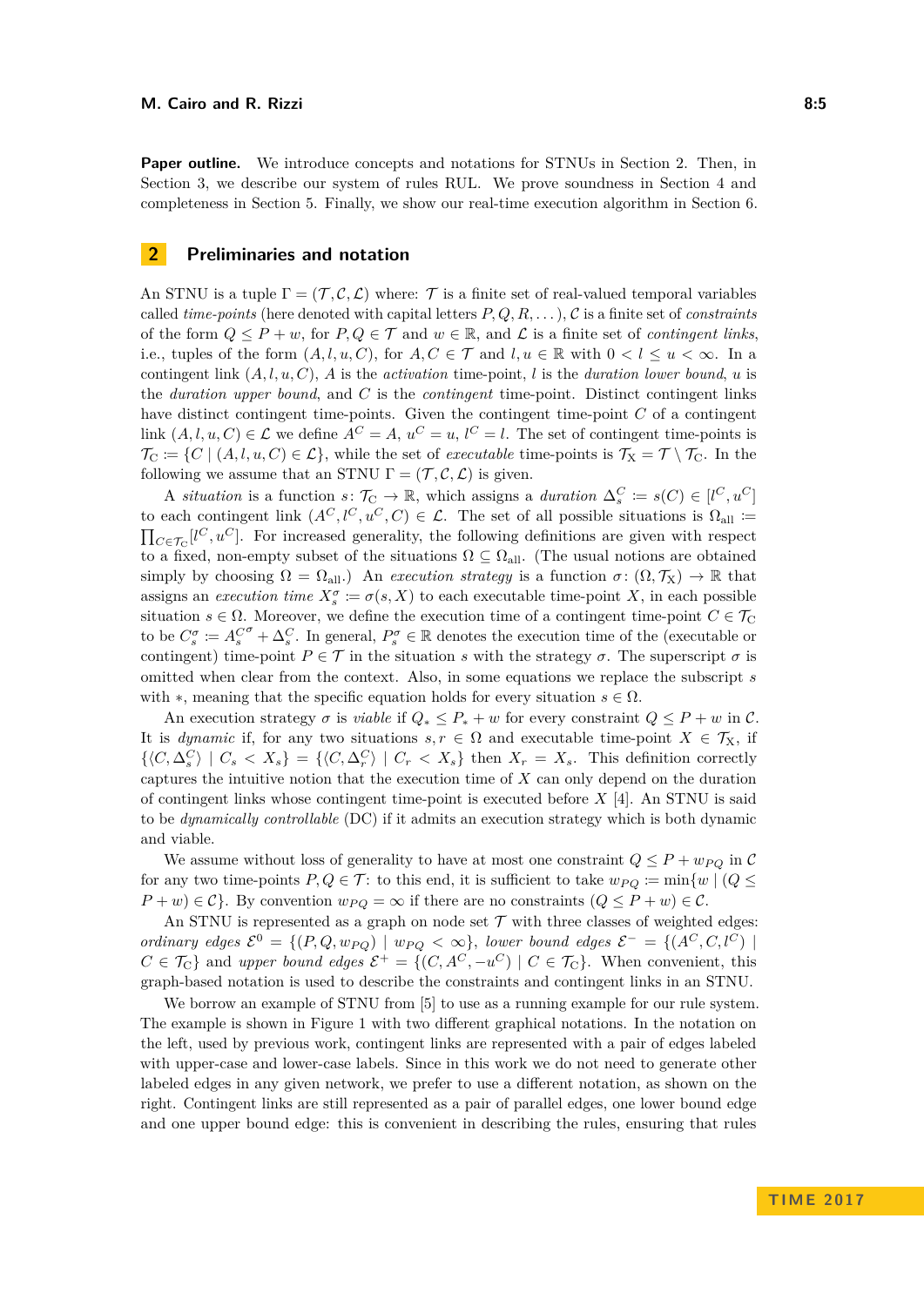**Paper outline.** We introduce concepts and notations for STNUs in Section 2. Then, in Section 3, we describe our system of rules RUL. We prove soundness in Section 4 and completeness in Section 5. Finally, we show our real-time execution algorithm in Section 6.

## 2 Preliminaries and notation

An STNU is a tuple $\Gamma = (\mathcal{T}, \mathcal{C}, \mathcal{L})$ where: $\mathcal{T}$ is a finite set of real-valued temporal variables called *time-points* (here denoted with capital letters $P, Q, R, \dots$), $\mathcal{C}$ is a finite set of *constraints* of the form $Q \leq P + w$, for $P, Q \in \mathcal{T}$ and $w \in \mathbb{R}$, and $\mathcal{L}$ is a finite set of *contingent links*, i.e., tuples of the form $(A, l, u, C)$, for $A, C \in \mathcal{T}$ and $l, u \in \mathbb{R}$ with $0 < l \leq u < \infty$. In a contingent link $(A, l, u, C)$, $A$ is the *activation* time-point, $l$ is the *duration lower bound*, $u$ is the *duration upper bound*, and $C$ is the *contingent* time-point. Distinct contingent links have distinct contingent time-points. Given the contingent time-point $C$ of a contingent link $(A, l, u, C) \in \mathcal{L}$ we define $A^C = A$, $u^C = u$, $l^C = l$. The set of contingent time-points is $\mathcal{T}_{\mathrm{C}} \coloneqq \{C \mid (A, l, u, C) \in \mathcal{L}\}$, while the set of *executable* time-points is $\mathcal{T}_{\mathrm{X}} = \mathcal{T} \setminus \mathcal{T}_{\mathrm{C}}$. In the following we assume that an STNU $\Gamma = (\mathcal{T}, \mathcal{C}, \mathcal{L})$ is given.

A *situation* is a function $s \colon \mathcal{T}_{\mathrm{C}} \to \mathbb{R}$, which assigns a *duration* $\Delta_s^C \coloneqq s(C) \in [l^C, u^C]$ to each contingent link $(A^C, l^C, u^C, C) \in \mathcal{L}$. The set of all possible situations is $\Omega_{\mathrm{all}} \coloneqq \prod_{C \in \mathcal{T}_{\mathrm{C}}} [l^C, u^C]$. For increased generality, the following definitions are given with respect to a fixed, non-empty subset of the situations $\Omega \subseteq \Omega_{\mathrm{all}}$. (The usual notions are obtained simply by choosing $\Omega = \Omega_{\mathrm{all}}$.) An *execution strategy* is a function $\sigma \colon (\Omega, \mathcal{T}_{\mathrm{X}}) \to \mathbb{R}$ that assigns an *execution time* $X_s^\sigma \coloneqq \sigma(s, X)$ to each executable time-point $X$, in each possible situation $s \in \Omega$. Moreover, we define the execution time of a contingent time-point $C \in \mathcal{T}_{\mathrm{C}}$ to be $C_s^\sigma \coloneqq A_s^{C^\sigma} + \Delta_s^C$. In general, $P_s^\sigma \in \mathbb{R}$ denotes the execution time of the (executable or contingent) time-point $P \in \mathcal{T}$ in the situation $s$ with the strategy $\sigma$. The superscript $\sigma$ is omitted when clear from the context. Also, in some equations we replace the subscript $s$ with $*$, meaning that the specific equation holds for every situation $s \in \Omega$.

An execution strategy $\sigma$ is *viable* if $Q_* \leq P_* + w$ for every constraint $Q \leq P + w$ in $\mathcal{C}$. It is *dynamic* if, for any two situations $s, r \in \Omega$ and executable time-point $X \in \mathcal{T}_{\mathrm{X}}$, if $\{\langle C, \Delta_s^C \rangle \mid C_s < X_s\} = \{\langle C, \Delta_r^C \rangle \mid C_r < X_s\}$ then $X_r = X_s$. This definition correctly captures the intuitive notion that the execution time of $X$ can only depend on the duration of contingent links whose contingent time-point is executed before $X$ [4]. An STNU is said to be *dynamically controllable* (DC) if it admits an execution strategy which is both dynamic and viable.

We assume without loss of generality to have at most one constraint $Q \leq P + w_{PQ}$ in $\mathcal{C}$ for any two time-points $P, Q \in \mathcal{T}$: to this end, it is sufficient to take $w_{PQ} \coloneqq \min\{w \mid (Q \leq P + w) \in \mathcal{C}\}$. By convention $w_{PQ} = \infty$ if there are no constraints $(Q \leq P + w) \in \mathcal{C}$.

An STNU is represented as a graph on node set $\mathcal{T}$ with three classes of weighted edges: *ordinary edges* $\mathcal{E}^0 = \{(P, Q, w_{PQ}) \mid w_{PQ} < \infty\}$, *lower bound edges* $\mathcal{E}^- = \{(A^C, C, l^C) \mid C \in \mathcal{T}_{\mathrm{C}}\}$ and *upper bound edges* $\mathcal{E}^+ = \{(C, A^C, -u^C) \mid C \in \mathcal{T}_{\mathrm{C}}\}$. When convenient, this graph-based notation is used to describe the constraints and contingent links in an STNU.

We borrow an example of STNU from [5] to use as a running example for our rule system. The example is shown in Figure 1 with two different graphical notations. In the notation on the left, used by previous work, contingent links are represented with a pair of edges labeled with upper-case and lower-case labels. Since in this work we do not need to generate other labeled edges in any given network, we prefer to use a different notation, as shown on the right. Contingent links are still represented as a pair of parallel edges, one lower bound edge and one upper bound edge: this is convenient in describing the rules, ensuring that rules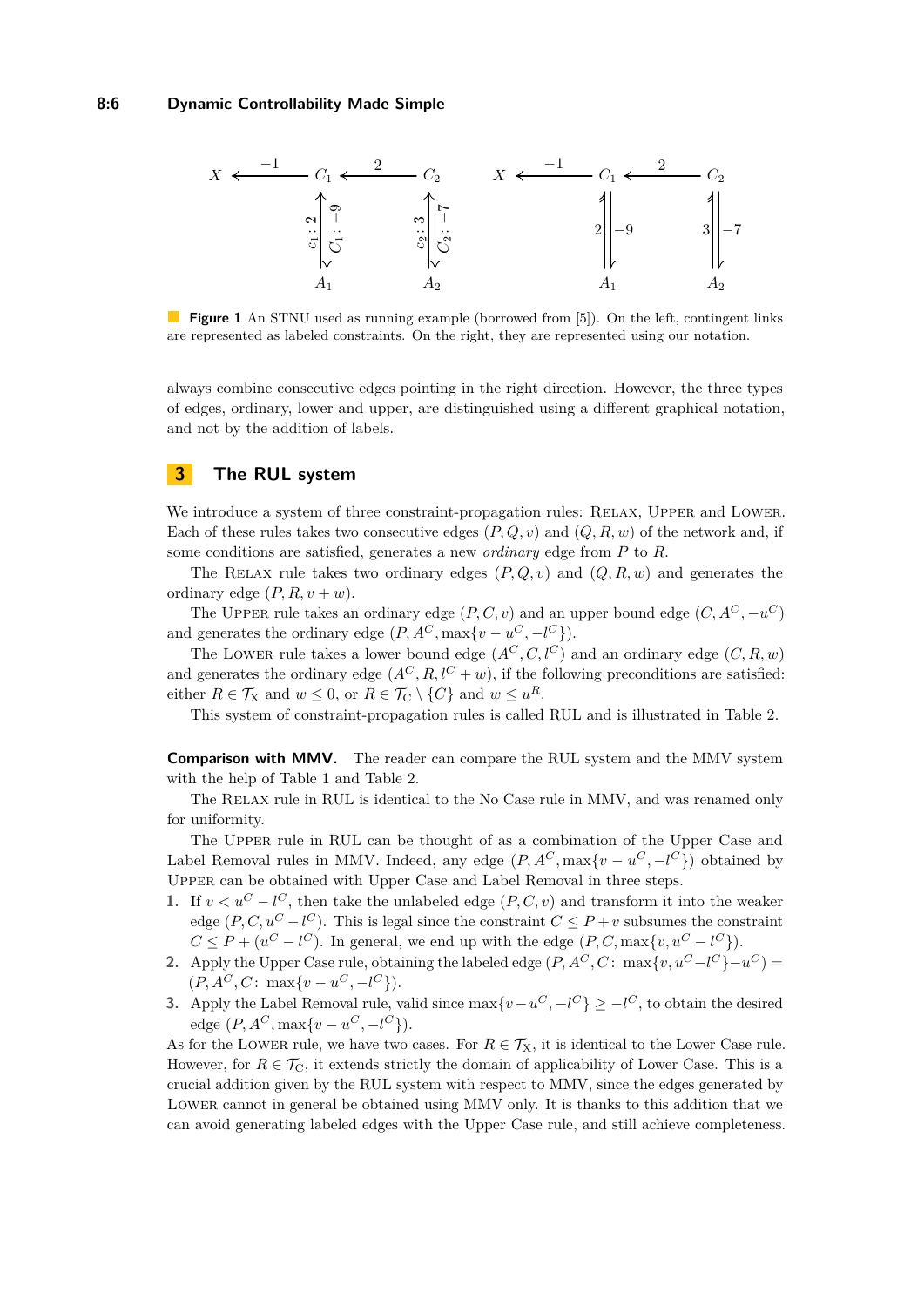**Figure 1** An STNU used as running example (borrowed from [5]). On the left, contingent links are represented as labeled constraints. On the right, they are represented using our notation.

always combine consecutive edges pointing in the right direction. However, the three types of edges, ordinary, lower and upper, are distinguished using a different graphical notation, and not by the addition of labels.

# 3 The RUL system

We introduce a system of three constraint-propagation rules: Relax, Upper and Lower. Each of these rules takes two consecutive edges $(P, Q, v)$ and $(Q, R, w)$ of the network and, if some conditions are satisfied, generates a new *ordinary* edge from $P$ to $R$.

The Relax rule takes two ordinary edges $(P, Q, v)$ and $(Q, R, w)$ and generates the ordinary edge $(P, R, v + w)$.

The Upper rule takes an ordinary edge $(P, C, v)$ and an upper bound edge $(C, A^C, -u^C)$ and generates the ordinary edge $(P, A^C, \max\{v - u^C, -l^C\})$.

The Lower rule takes a lower bound edge $(A^C, C, l^C)$ and an ordinary edge $(C, R, w)$ and generates the ordinary edge $(A^C, R, l^C + w)$, if the following preconditions are satisfied: either $R \in \mathcal{T}_X$ and $w \leq 0$, or $R \in \mathcal{T}_C \setminus \{C\}$ and $w \leq u^R$.

This system of constraint-propagation rules is called RUL and is illustrated in Table 2.

**Comparison with MMV.** The reader can compare the RUL system and the MMV system with the help of Table 1 and Table 2.

The Relax rule in RUL is identical to the No Case rule in MMV, and was renamed only for uniformity.

The Upper rule in RUL can be thought of as a combination of the Upper Case and Label Removal rules in MMV. Indeed, any edge $(P, A^C, \max\{v - u^C, -l^C\})$ obtained by Upper can be obtained with Upper Case and Label Removal in three steps.

1. If $v < u^C - l^C$, then take the unlabeled edge $(P, C, v)$ and transform it into the weaker edge $(P, C, u^C - l^C)$. This is legal since the constraint $C \leq P + v$ subsumes the constraint $C \leq P + (u^C - l^C)$. In general, we end up with the edge $(P, C, \max\{v, u^C - l^C\})$.
2. Apply the Upper Case rule, obtaining the labeled edge $(P, A^C, C\colon \max\{v, u^C - l^C\} - u^C) = (P, A^C, C\colon \max\{v - u^C, -l^C\})$.
3. Apply the Label Removal rule, valid since $\max\{v - u^C, -l^C\} \geq -l^C$, to obtain the desired edge $(P, A^C, \max\{v - u^C, -l^C\})$.

As for the Lower rule, we have two cases. For $R \in \mathcal{T}_X$, it is identical to the Lower Case rule. However, for $R \in \mathcal{T}_C$, it extends strictly the domain of applicability of Lower Case. This is a crucial addition given by the RUL system with respect to MMV, since the edges generated by Lower cannot in general be obtained using MMV only. It is thanks to this addition that we can avoid generating labeled edges with the Upper Case rule, and still achieve completeness.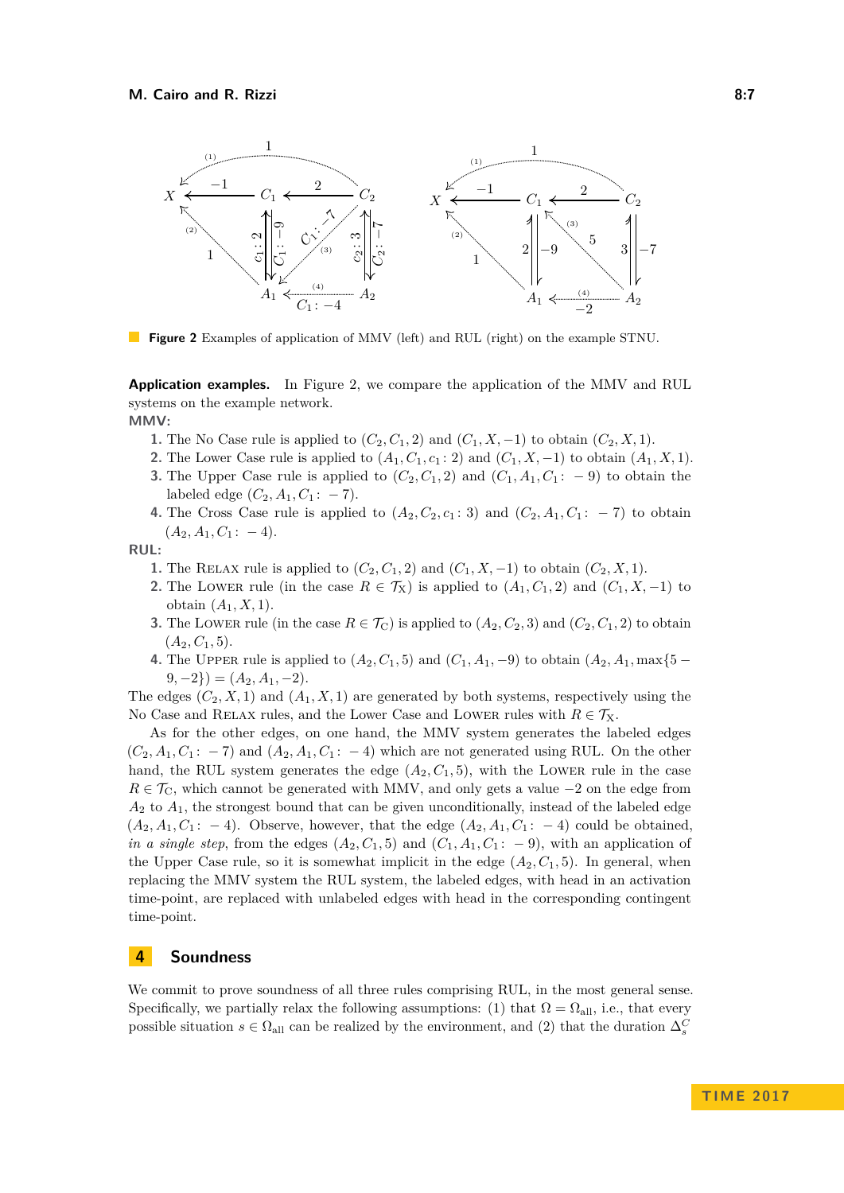**Figure 2** Examples of application of MMV (left) and RUL (right) on the example STNU.

**Application examples.** In Figure 2, we compare the application of the MMV and RUL systems on the example network.

**MMV:**

1. The No Case rule is applied to $(C_2, C_1, 2)$ and $(C_1, X, -1)$ to obtain $(C_2, X, 1)$.
2. The Lower Case rule is applied to $(A_1, C_1, c_1 : 2)$ and $(C_1, X, -1)$ to obtain $(A_1, X, 1)$.
3. The Upper Case rule is applied to $(C_2, C_1, 2)$ and $(C_1, A_1, C_1 : -9)$ to obtain the labeled edge $(C_2, A_1, C_1 : -7)$.
4. The Cross Case rule is applied to $(A_2, C_2, c_1 : 3)$ and $(C_2, A_1, C_1 : -7)$ to obtain $(A_2, A_1, C_1 : -4)$.

**RUL:**

1. The Relax rule is applied to $(C_2, C_1, 2)$ and $(C_1, X, -1)$ to obtain $(C_2, X, 1)$.
2. The Lower rule (in the case $R \in \mathcal{T}_X$) is applied to $(A_1, C_1, 2)$ and $(C_1, X, -1)$ to obtain $(A_1, X, 1)$.
3. The Lower rule (in the case $R \in \mathcal{T}_C$) is applied to $(A_2, C_2, 3)$ and $(C_2, C_1, 2)$ to obtain $(A_2, C_1, 5)$.
4. The Upper rule is applied to $(A_2, C_1, 5)$ and $(C_1, A_1, -9)$ to obtain $(A_2, A_1, \max\{5 - 9, -2\}) = (A_2, A_1, -2)$.

The edges $(C_2, X, 1)$ and $(A_1, X, 1)$ are generated by both systems, respectively using the No Case and Relax rules, and the Lower Case and Lower rules with $R \in \mathcal{T}_X$.

As for the other edges, on one hand, the MMV system generates the labeled edges $(C_2, A_1, C_1 : -7)$ and $(A_2, A_1, C_1 : -4)$ which are not generated using RUL. On the other hand, the RUL system generates the edge $(A_2, C_1, 5)$, with the Lower rule in the case $R \in \mathcal{T}_C$, which cannot be generated with MMV, and only gets a value $-2$ on the edge from $A_2$ to $A_1$, the strongest bound that can be given unconditionally, instead of the labeled edge $(A_2, A_1, C_1 : -4)$. Observe, however, that the edge $(A_2, A_1, C_1 : -4)$ could be obtained, *in a single step*, from the edges $(A_2, C_1, 5)$ and $(C_1, A_1, C_1 : -9)$, with an application of the Upper Case rule, so it is somewhat implicit in the edge $(A_2, C_1, 5)$. In general, when replacing the MMV system the RUL system, the labeled edges, with head in an activation time-point, are replaced with unlabeled edges with head in the corresponding contingent time-point.

## 4 Soundness

We commit to prove soundness of all three rules comprising RUL, in the most general sense. Specifically, we partially relax the following assumptions: (1) that $\Omega = \Omega_{\text{all}}$, i.e., that every possible situation $s \in \Omega_{\text{all}}$ can be realized by the environment, and (2) that the duration $\Delta_s^C$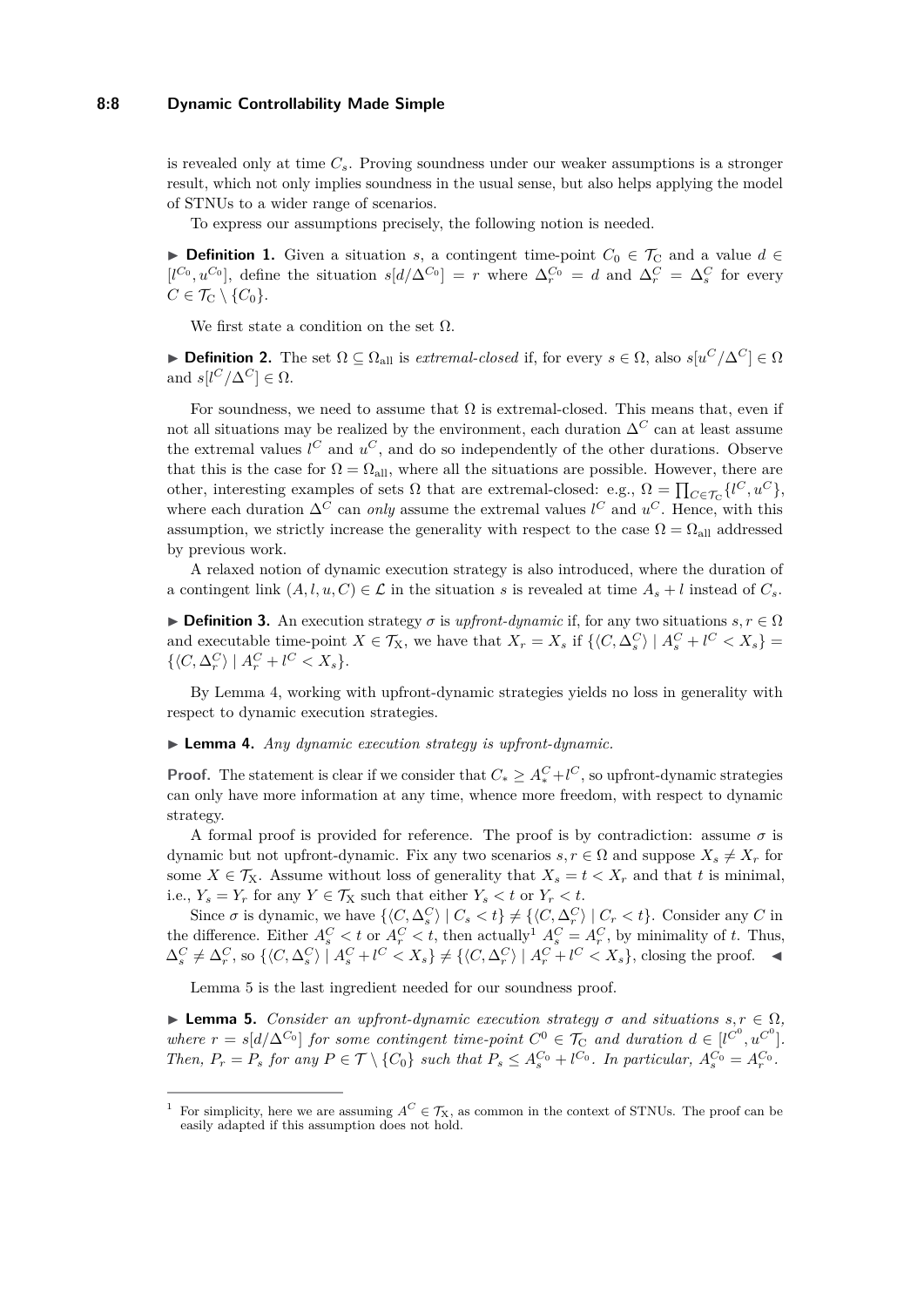is revealed only at time $C_s$. Proving soundness under our weaker assumptions is a stronger result, which not only implies soundness in the usual sense, but also helps applying the model of STNUs to a wider range of scenarios.

To express our assumptions precisely, the following notion is needed.

▶ **Definition 1.** Given a situation $s$, a contingent time-point $C_0 \in \mathcal{T}_\mathrm{C}$ and a value $d \in [l^{C_0}, u^{C_0}]$, define the situation $s[d/\Delta^{C_0}] = r$ where $\Delta^{C_0}_r = d$ and $\Delta^C_r = \Delta^C_s$ for every $C \in \mathcal{T}_\mathrm{C} \setminus \{C_0\}$.

We first state a condition on the set $\Omega$.

▶ **Definition 2.** The set $\Omega \subseteq \Omega_{\text{all}}$ is *extremal-closed* if, for every $s \in \Omega$, also $s[u^C/\Delta^C] \in \Omega$ and $s[l^C/\Delta^C] \in \Omega$.

For soundness, we need to assume that $\Omega$ is extremal-closed. This means that, even if not all situations may be realized by the environment, each duration $\Delta^C$ can at least assume the extremal values $l^C$ and $u^C$, and do so independently of the other durations. Observe that this is the case for $\Omega = \Omega_{\text{all}}$, where all the situations are possible. However, there are other, interesting examples of sets $\Omega$ that are extremal-closed: e.g., $\Omega = \prod_{C \in \mathcal{T}_\mathrm{C}} \{l^C, u^C\}$, where each duration $\Delta^C$ can *only* assume the extremal values $l^C$ and $u^C$. Hence, with this assumption, we strictly increase the generality with respect to the case $\Omega = \Omega_{\text{all}}$ addressed by previous work.

A relaxed notion of dynamic execution strategy is also introduced, where the duration of a contingent link $(A, l, u, C) \in \mathcal{L}$ in the situation $s$ is revealed at time $A_s + l$ instead of $C_s$.

▶ **Definition 3.** An execution strategy $\sigma$ is *upfront-dynamic* if, for any two situations $s, r \in \Omega$ and executable time-point $X \in \mathcal{T}_\mathrm{X}$, we have that $X_r = X_s$ if $\{\langle C, \Delta^C_s \rangle \mid A^C_s + l^C < X_s\} = \{\langle C, \Delta^C_r \rangle \mid A^C_r + l^C < X_s\}$.

By Lemma 4, working with upfront-dynamic strategies yields no loss in generality with respect to dynamic execution strategies.

▶ **Lemma 4.** *Any dynamic execution strategy is upfront-dynamic.*

**Proof.** The statement is clear if we consider that $C_* \geq A^C_* + l^C$, so upfront-dynamic strategies can only have more information at any time, whence more freedom, with respect to dynamic strategy.

A formal proof is provided for reference. The proof is by contradiction: assume $\sigma$ is dynamic but not upfront-dynamic. Fix any two scenarios $s, r \in \Omega$ and suppose $X_s \neq X_r$ for some $X \in \mathcal{T}_\mathrm{X}$. Assume without loss of generality that $X_s = t < X_r$ and that $t$ is minimal, i.e., $Y_s = Y_r$ for any $Y \in \mathcal{T}_\mathrm{X}$ such that either $Y_s < t$ or $Y_r < t$.

Since $\sigma$ is dynamic, we have $\{\langle C, \Delta^C_s \rangle \mid C_s < t\} \neq \{\langle C, \Delta^C_r \rangle \mid C_r < t\}$. Consider any $C$ in the difference. Either $A^C_s < t$ or $A^C_r < t$, then actually[1] $A^C_s = A^C_r$, by minimality of $t$. Thus, $\Delta^C_s \neq \Delta^C_r$, so $\{\langle C, \Delta^C_s \rangle \mid A^C_s + l^C < X_s\} \neq \{\langle C, \Delta^C_r \rangle \mid A^C_r + l^C < X_s\}$, closing the proof. ◀

Lemma 5 is the last ingredient needed for our soundness proof.

▶ **Lemma 5.** *Consider an upfront-dynamic execution strategy $\sigma$ and situations $s, r \in \Omega$, where $r = s[d/\Delta^{C_0}]$ for some contingent time-point $C^0 \in \mathcal{T}_\mathrm{C}$ and duration $d \in [l^{C^0}, u^{C^0}]$. Then, $P_r = P_s$ for any $P \in \mathcal{T} \setminus \{C_0\}$ such that $P_s \leq A^{C_0}_s + l^{C_0}$. In particular, $A^{C_0}_s = A^{C_0}_r$.*

[1] For simplicity, here we are assuming $A^C \in \mathcal{T}_\mathrm{X}$, as common in the context of STNUs. The proof can be easily adapted if this assumption does not hold.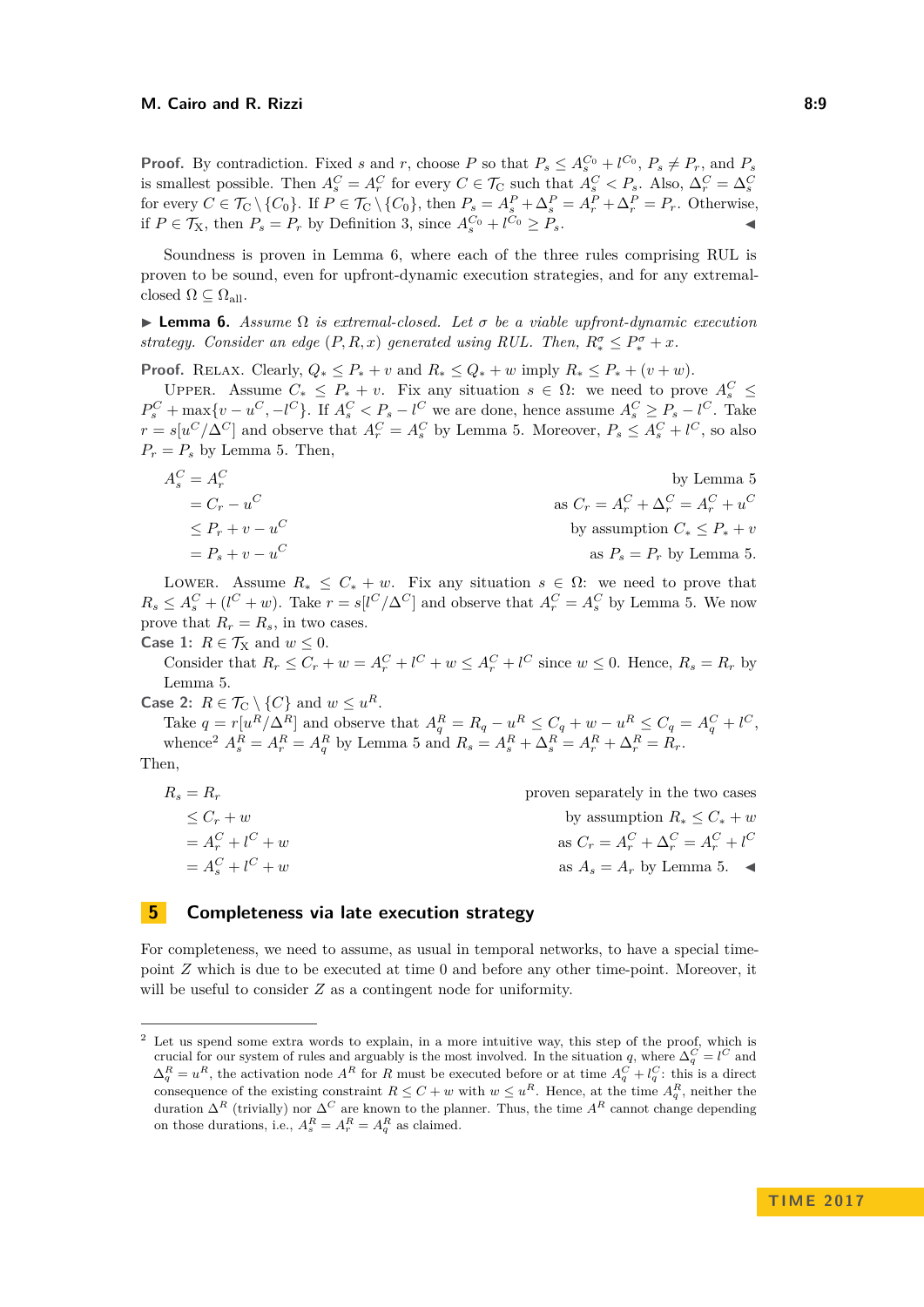**Proof.** By contradiction. Fixed $s$ and $r$, choose $P$ so that $P_s \leq A_s^{C_0} + l^{C_0}$, $P_s \neq P_r$, and $P_s$ is smallest possible. Then $A_s^C = A_r^C$ for every $C \in \mathcal{T}_C$ such that $A_s^C < P_s$. Also, $\Delta_r^C = \Delta_s^C$ for every $C \in \mathcal{T}_C \setminus \{C_0\}$. If $P \in \mathcal{T}_C \setminus \{C_0\}$, then $P_s = A_s^P + \Delta_s^P = A_r^P + \Delta_r^P = P_r$. Otherwise, if $P \in \mathcal{T}_X$, then $P_s = P_r$ by Definition 3, since $A_s^{C_0} + l^{C_0} \geq P_s$. ◀

Soundness is proven in Lemma 6, where each of the three rules comprising RUL is proven to be sound, even for upfront-dynamic execution strategies, and for any extremal-closed $\Omega \subseteq \Omega_{\text{all}}$.

▶ **Lemma 6.** *Assume $\Omega$ is extremal-closed. Let $\sigma$ be a viable upfront-dynamic execution strategy. Consider an edge $(P, R, x)$ generated using RUL. Then, $R_*^\sigma \leq P_*^\sigma + x$.*

**Proof.** Relax. Clearly, $Q_* \leq P_* + v$ and $R_* \leq Q_* + w$ imply $R_* \leq P_* + (v + w)$.

Upper. Assume $C_* \leq P_* + v$. Fix any situation $s \in \Omega$: we need to prove $A_s^C \leq P_s^C + \max\{v - u^C, -l^C\}$. If $A_s^C < P_s - l^C$ we are done, hence assume $A_s^C \geq P_s - l^C$. Take $r = s[u^C/\Delta^C]$ and observe that $A_r^C = A_s^C$ by Lemma 5. Moreover, $P_s \leq A_s^C + l^C$, so also $P_r = P_s$ by Lemma 5. Then,

$$
\begin{aligned}
A_s^C &= A_r^C && \text{by Lemma 5}\\
&= C_r - u^C && \text{as } C_r = A_r^C + \Delta_r^C = A_r^C + u^C\\
&\leq P_r + v - u^C && \text{by assumption } C_* \leq P_* + v\\
&= P_s + v - u^C && \text{as } P_s = P_r \text{ by Lemma 5.}
\end{aligned}
$$

Lower. Assume $R_* \leq C_* + w$. Fix any situation $s \in \Omega$: we need to prove that $R_s \leq A_s^C + (l^C + w)$. Take $r = s[l^C/\Delta^C]$ and observe that $A_r^C = A_s^C$ by Lemma 5. We now prove that $R_r = R_s$, in two cases.

**Case 1:** $R \in \mathcal{T}_X$ and $w \leq 0$.
Consider that $R_r \leq C_r + w = A_r^C + l^C + w \leq A_r^C + l^C$ since $w \leq 0$. Hence, $R_s = R_r$ by Lemma 5.

**Case 2:** $R \in \mathcal{T}_C \setminus \{C\}$ and $w \leq u^R$.
Take $q = r[u^R/\Delta^R]$ and observe that $A_q^R = R_q - u^R \leq C_q + w - u^R \leq C_q = A_q^C + l^C$, whence[2] $A_s^R = A_r^R = A_q^R$ by Lemma 5 and $R_s = A_s^R + \Delta_s^R = A_r^R + \Delta_r^R = R_r$.

Then,

$$
\begin{aligned}
R_s &= R_r && \text{proven separately in the two cases}\\
&\leq C_r + w && \text{by assumption } R_* \leq C_* + w\\
&= A_r^C + l^C + w && \text{as } C_r = A_r^C + \Delta_r^C = A_r^C + l^C\\
&= A_s^C + l^C + w && \text{as } A_s = A_r \text{ by Lemma 5.}
\end{aligned}
$$
◀

## 5 Completeness via late execution strategy

For completeness, we need to assume, as usual in temporal networks, to have a special time-point $Z$ which is due to be executed at time 0 and before any other time-point. Moreover, it will be useful to consider $Z$ as a contingent node for uniformity.

---

[2] Let us spend some extra words to explain, in a more intuitive way, this step of the proof, which is crucial for our system of rules and arguably is the most involved. In the situation $q$, where $\Delta_q^C = l^C$ and $\Delta_q^R = u^R$, the activation node $A^R$ for $R$ must be executed before or at time $A_q^C + l_q^C$: this is a direct consequence of the existing constraint $R \leq C + w$ with $w \leq u^R$. Hence, at the time $A_q^R$, neither the duration $\Delta^R$ (trivially) nor $\Delta^C$ are known to the planner. Thus, the time $A^R$ cannot change depending on those durations, i.e., $A_s^R = A_r^R = A_q^R$ as claimed.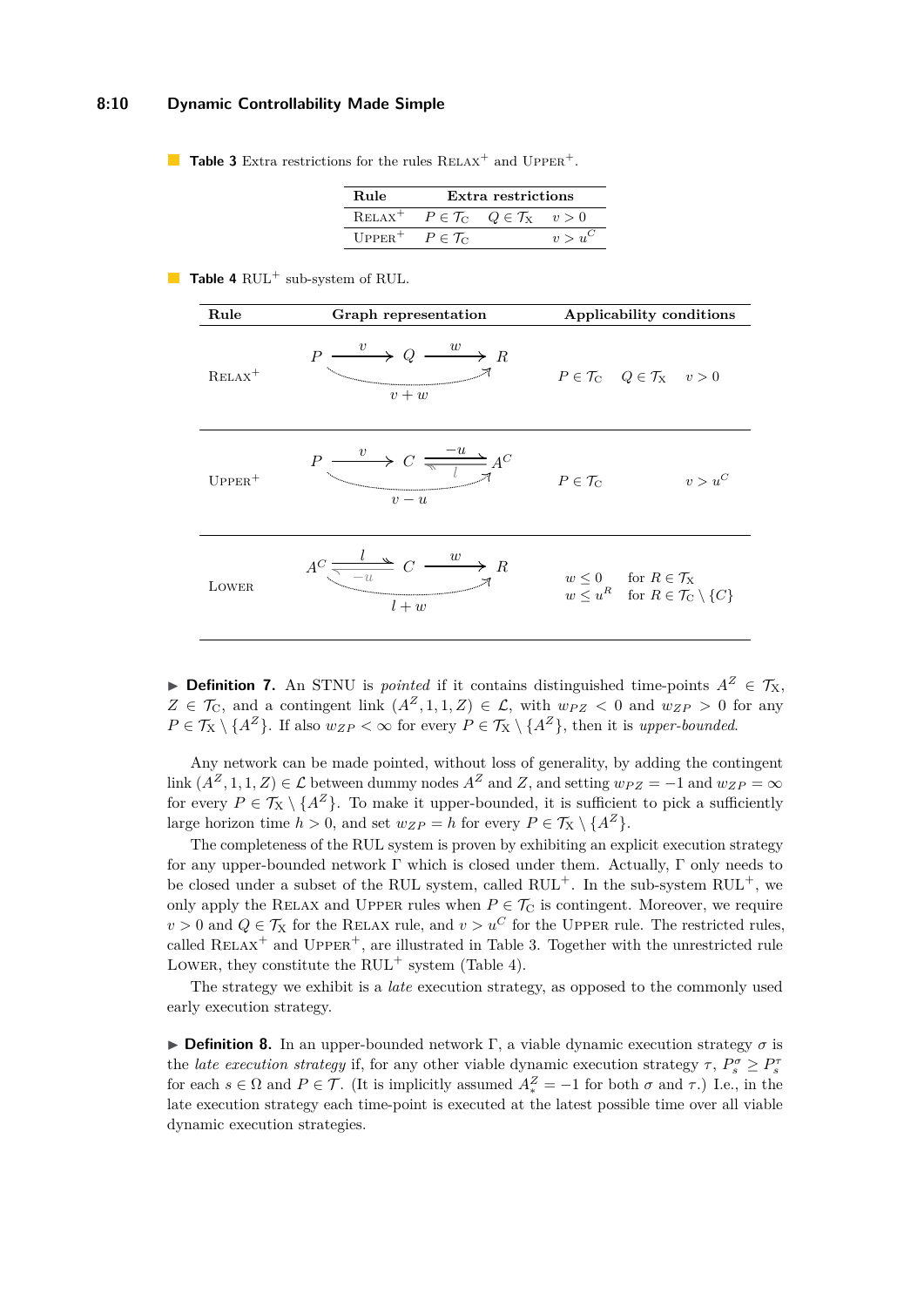**Table 3** Extra restrictions for the rules RELAX$^+$ and UPPER$^+$.

| Rule | Extra restrictions | | |
|---|---|---|---|
| RELAX$^+$ | $P \in \mathcal{T}_C$ | $Q \in \mathcal{T}_X$ | $v > 0$ |
| UPPER$^+$ | $P \in \mathcal{T}_C$ | | $v > u^C$ |

**Table 4** RUL$^+$ sub-system of RUL.

| Rule | Graph representation | Applicability conditions |
|---|---|---|
| RELAX$^+$ | $P \xrightarrow{v} Q \xrightarrow{w} R$, derived edge $P \to R$ labeled $v + w$ | $P \in \mathcal{T}_C$ $\quad Q \in \mathcal{T}_X$ $\quad v > 0$ |
| UPPER$^+$ | $P \xrightarrow{v} C$, $C \xrightarrow{-u} A^C$ (contingent link $l$), derived edge $P \to A^C$ labeled $v - u$ | $P \in \mathcal{T}_C$ $\quad v > u^C$ |
| LOWER | $A^C \xrightarrow{l} C$ (with $-u$), $C \xrightarrow{w} R$, derived edge $A^C \to R$ labeled $l + w$ | $w \leq 0$ for $R \in \mathcal{T}_X$; $w \leq u^R$ for $R \in \mathcal{T}_C \setminus \{C\}$ |

▶ **Definition 7.** An STNU is *pointed* if it contains distinguished time-points $A^Z \in \mathcal{T}_X$, $Z \in \mathcal{T}_C$, and a contingent link $(A^Z, 1, 1, Z) \in \mathcal{L}$, with $w_{PZ} < 0$ and $w_{ZP} > 0$ for any $P \in \mathcal{T}_X \setminus \{A^Z\}$. If also $w_{ZP} < \infty$ for every $P \in \mathcal{T}_X \setminus \{A^Z\}$, then it is *upper-bounded*.

Any network can be made pointed, without loss of generality, by adding the contingent link $(A^Z, 1, 1, Z) \in \mathcal{L}$ between dummy nodes $A^Z$ and $Z$, and setting $w_{PZ} = -1$ and $w_{ZP} = \infty$ for every $P \in \mathcal{T}_X \setminus \{A^Z\}$. To make it upper-bounded, it is sufficient to pick a sufficiently large horizon time $h > 0$, and set $w_{ZP} = h$ for every $P \in \mathcal{T}_X \setminus \{A^Z\}$.

The completeness of the RUL system is proven by exhibiting an explicit execution strategy for any upper-bounded network $\Gamma$ which is closed under them. Actually, $\Gamma$ only needs to be closed under a subset of the RUL system, called RUL$^+$. In the sub-system RUL$^+$, we only apply the RELAX and UPPER rules when $P \in \mathcal{T}_C$ is contingent. Moreover, we require $v > 0$ and $Q \in \mathcal{T}_X$ for the RELAX rule, and $v > u^C$ for the UPPER rule. The restricted rules, called RELAX$^+$ and UPPER$^+$, are illustrated in Table 3. Together with the unrestricted rule LOWER, they constitute the RUL$^+$ system (Table 4).

The strategy we exhibit is a *late* execution strategy, as opposed to the commonly used early execution strategy.

▶ **Definition 8.** In an upper-bounded network $\Gamma$, a viable dynamic execution strategy $\sigma$ is the *late execution strategy* if, for any other viable dynamic execution strategy $\tau$, $P^\sigma_s \geq P^\tau_s$ for each $s \in \Omega$ and $P \in \mathcal{T}$. (It is implicitly assumed $A^Z_* = -1$ for both $\sigma$ and $\tau$.) I.e., in the late execution strategy each time-point is executed at the latest possible time over all viable dynamic execution strategies.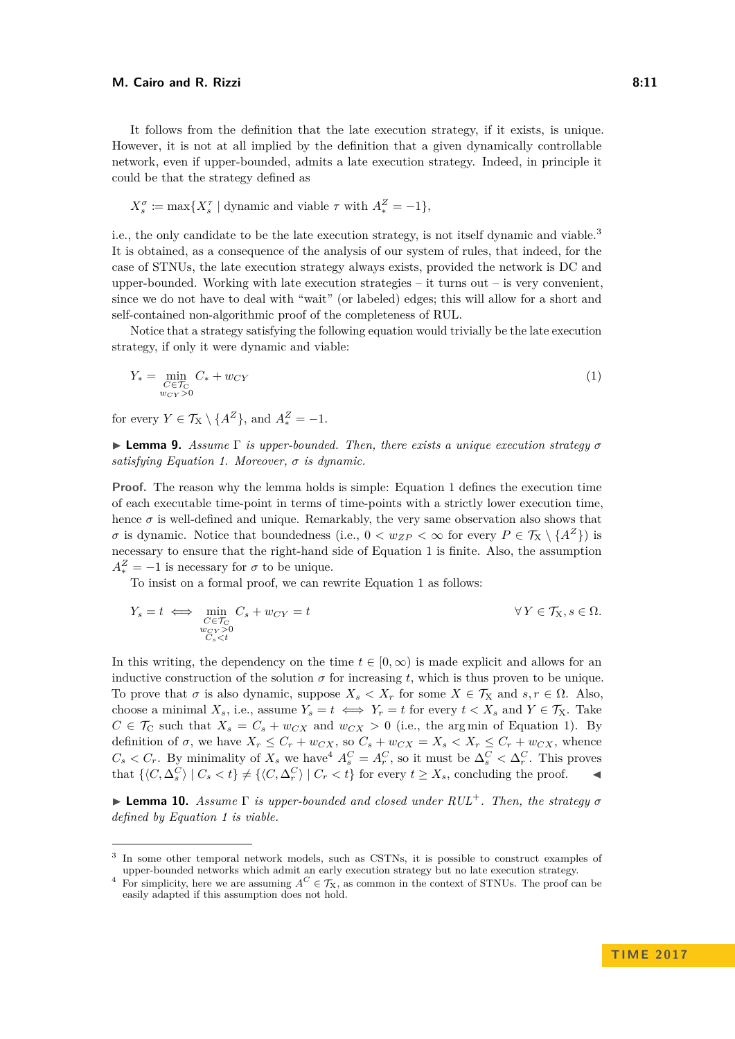It follows from the definition that the late execution strategy, if it exists, is unique. However, it is not at all implied by the definition that a given dynamically controllable network, even if upper-bounded, admits a late execution strategy. Indeed, in principle it could be that the strategy defined as

$$X_s^\sigma := \max\{X_s^\tau \mid \text{dynamic and viable } \tau \text{ with } A_*^Z = -1\},$$

i.e., the only candidate to be the late execution strategy, is not itself dynamic and viable.[3] It is obtained, as a consequence of the analysis of our system of rules, that indeed, for the case of STNUs, the late execution strategy always exists, provided the network is DC and upper-bounded. Working with late execution strategies – it turns out – is very convenient, since we do not have to deal with "wait" (or labeled) edges; this will allow for a short and self-contained non-algorithmic proof of the completeness of RUL.

Notice that a strategy satisfying the following equation would trivially be the late execution strategy, if only it were dynamic and viable:

$$Y_* = \min_{\substack{C \in \mathcal{T}_C \\ w_{CY} > 0}} C_* + w_{CY} \tag{1}$$

for every $Y \in \mathcal{T}_X \setminus \{A^Z\}$, and $A_*^Z = -1$.

▶ **Lemma 9.** *Assume $\Gamma$ is upper-bounded. Then, there exists a unique execution strategy $\sigma$ satisfying Equation 1. Moreover, $\sigma$ is dynamic.*

**Proof.** The reason why the lemma holds is simple: Equation 1 defines the execution time of each executable time-point in terms of time-points with a strictly lower execution time, hence $\sigma$ is well-defined and unique. Remarkably, the very same observation also shows that $\sigma$ is dynamic. Notice that boundedness (i.e., $0 < w_{ZP} < \infty$ for every $P \in \mathcal{T}_X \setminus \{A^Z\}$) is necessary to ensure that the right-hand side of Equation 1 is finite. Also, the assumption $A_*^Z = -1$ is necessary for $\sigma$ to be unique.

To insist on a formal proof, we can rewrite Equation 1 as follows:

$$Y_s = t \iff \min_{\substack{C \in \mathcal{T}_C \\ w_{CY} > 0 \\ C_s < t}} C_s + w_{CY} = t \qquad \forall\, Y \in \mathcal{T}_X, s \in \Omega.$$

In this writing, the dependency on the time $t \in [0, \infty)$ is made explicit and allows for an inductive construction of the solution $\sigma$ for increasing $t$, which is thus proven to be unique. To prove that $\sigma$ is also dynamic, suppose $X_s < X_r$ for some $X \in \mathcal{T}_X$ and $s, r \in \Omega$. Also, choose a minimal $X_s$, i.e., assume $Y_s = t \iff Y_r = t$ for every $t < X_s$ and $Y \in \mathcal{T}_X$. Take $C \in \mathcal{T}_C$ such that $X_s = C_s + w_{CX}$ and $w_{CX} > 0$ (i.e., the arg min of Equation 1). By definition of $\sigma$, we have $X_r \leq C_r + w_{CX}$, so $C_s + w_{CX} = X_s < X_r \leq C_r + w_{CX}$, whence $C_s < C_r$. By minimality of $X_s$ we have[4] $A_s^C = A_r^C$, so it must be $\Delta_s^C < \Delta_r^C$. This proves that $\{\langle C, \Delta_s^C\rangle \mid C_s < t\} \neq \{\langle C, \Delta_r^C\rangle \mid C_r < t\}$ for every $t \geq X_s$, concluding the proof. ◀

▶ **Lemma 10.** *Assume $\Gamma$ is upper-bounded and closed under $RUL^+$. Then, the strategy $\sigma$ defined by Equation 1 is viable.*

---

[3] In some other temporal network models, such as CSTNs, it is possible to construct examples of upper-bounded networks which admit an early execution strategy but no late execution strategy.

[4] For simplicity, here we are assuming $A^C \in \mathcal{T}_X$, as common in the context of STNUs. The proof can be easily adapted if this assumption does not hold.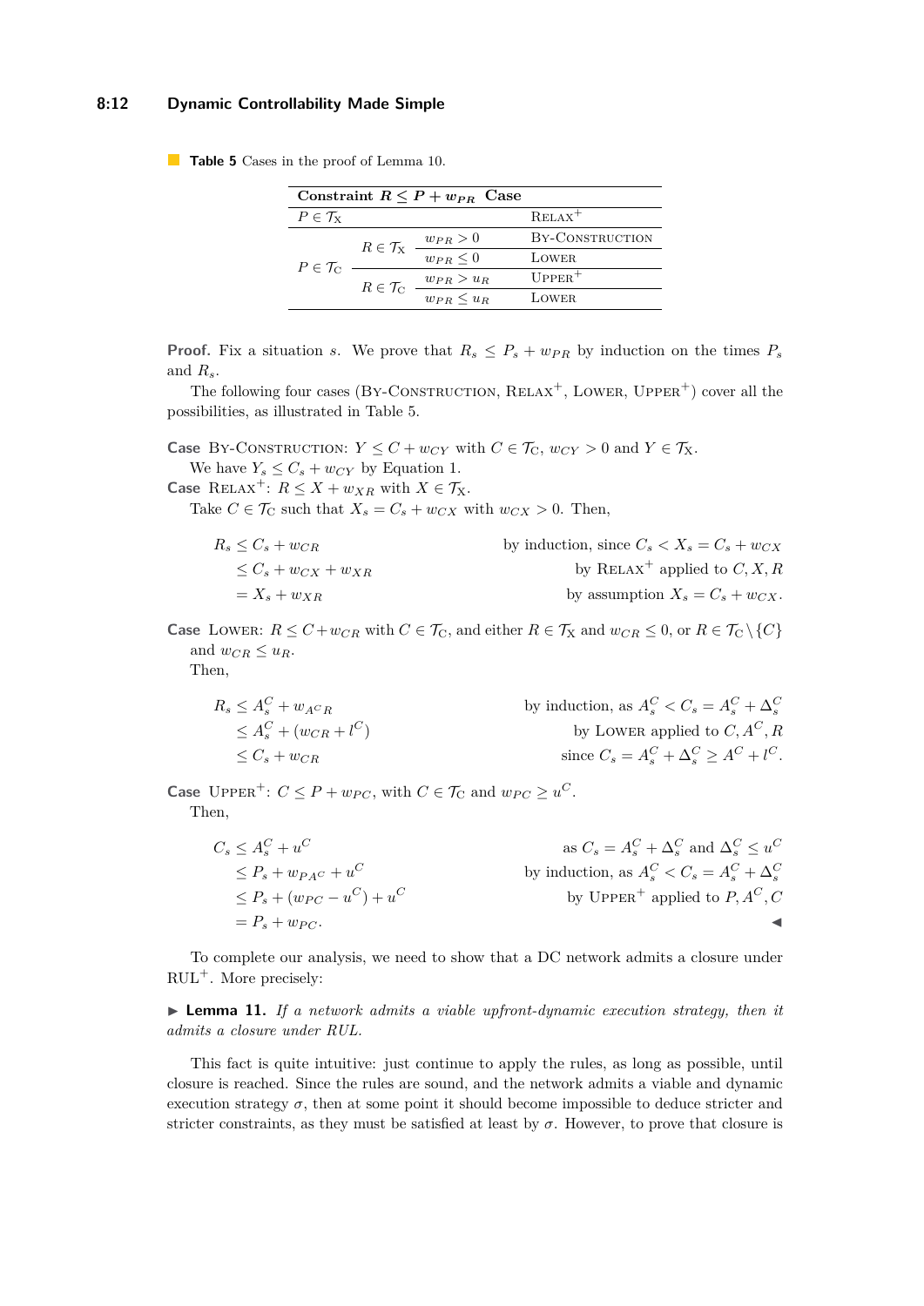**Table 5** Cases in the proof of Lemma 10.

| Constraint $R \leq P + w_{PR}$ | | | Case |
|---|---|---|---|
| $P \in \mathcal{T}_\text{X}$ | | | Relax$^+$ |
| $P \in \mathcal{T}_\text{C}$ | $R \in \mathcal{T}_\text{X}$ | $w_{PR} > 0$ | By-Construction |
| | | $w_{PR} \leq 0$ | Lower |
| | $R \in \mathcal{T}_\text{C}$ | $w_{PR} > u_R$ | Upper$^+$ |
| | | $w_{PR} \leq u_R$ | Lower |

**Proof.** Fix a situation $s$. We prove that $R_s \leq P_s + w_{PR}$ by induction on the times $P_s$ and $R_s$.

The following four cases (By-Construction, Relax$^+$, Lower, Upper$^+$) cover all the possibilities, as illustrated in Table 5.

**Case** By-Construction: $Y \leq C + w_{CY}$ with $C \in \mathcal{T}_\text{C}$, $w_{CY} > 0$ and $Y \in \mathcal{T}_\text{X}$.
We have $Y_s \leq C_s + w_{CY}$ by Equation 1.

**Case** Relax$^+$: $R \leq X + w_{XR}$ with $X \in \mathcal{T}_\text{X}$.
Take $C \in \mathcal{T}_\text{C}$ such that $X_s = C_s + w_{CX}$ with $w_{CX} > 0$. Then,

$$\begin{aligned}
R_s &\leq C_s + w_{CR} && \text{by induction, since } C_s < X_s = C_s + w_{CX} \\
&\leq C_s + w_{CX} + w_{XR} && \text{by Relax}^+ \text{ applied to } C, X, R \\
&= X_s + w_{XR} && \text{by assumption } X_s = C_s + w_{CX}.
\end{aligned}$$

**Case** Lower: $R \leq C + w_{CR}$ with $C \in \mathcal{T}_\text{C}$, and either $R \in \mathcal{T}_\text{X}$ and $w_{CR} \leq 0$, or $R \in \mathcal{T}_\text{C} \setminus \{C\}$ and $w_{CR} \leq u_R$.
Then,

$$\begin{aligned}
R_s &\leq A^C_s + w_{A^C R} && \text{by induction, as } A^C_s < C_s = A^C_s + \Delta^C_s \\
&\leq A^C_s + (w_{CR} + l^C) && \text{by Lower applied to } C, A^C, R \\
&\leq C_s + w_{CR} && \text{since } C_s = A^C_s + \Delta^C_s \geq A^C + l^C.
\end{aligned}$$

**Case** Upper$^+$: $C \leq P + w_{PC}$, with $C \in \mathcal{T}_\text{C}$ and $w_{PC} \geq u^C$.
Then,

$$\begin{aligned}
C_s &\leq A^C_s + u^C && \text{as } C_s = A^C_s + \Delta^C_s \text{ and } \Delta^C_s \leq u^C \\
&\leq P_s + w_{PA^C} + u^C && \text{by induction, as } A^C_s < C_s = A^C_s + \Delta^C_s \\
&\leq P_s + (w_{PC} - u^C) + u^C && \text{by Upper}^+ \text{ applied to } P, A^C, C \\
&= P_s + w_{PC}.
\end{aligned}$$

◀

To complete our analysis, we need to show that a DC network admits a closure under RUL$^+$. More precisely:

▶ **Lemma 11.** *If a network admits a viable upfront-dynamic execution strategy, then it admits a closure under RUL.*

This fact is quite intuitive: just continue to apply the rules, as long as possible, until closure is reached. Since the rules are sound, and the network admits a viable and dynamic execution strategy $\sigma$, then at some point it should become impossible to deduce stricter and stricter constraints, as they must be satisfied at least by $\sigma$. However, to prove that closure is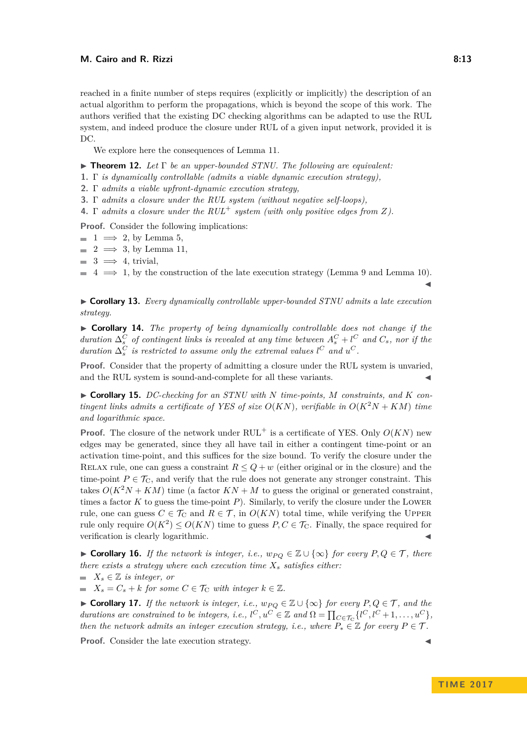reached in a finite number of steps requires (explicitly or implicitly) the description of an actual algorithm to perform the propagations, which is beyond the scope of this work. The authors verified that the existing DC checking algorithms can be adapted to use the RUL system, and indeed produce the closure under RUL of a given input network, provided it is DC.

We explore here the consequences of Lemma 11.

▶ **Theorem 12.** *Let $\Gamma$ be an upper-bounded STNU. The following are equivalent:*

1. *$\Gamma$ is dynamically controllable (admits a viable dynamic execution strategy),*
2. *$\Gamma$ admits a viable upfront-dynamic execution strategy,*
3. *$\Gamma$ admits a closure under the RUL system (without negative self-loops),*
4. *$\Gamma$ admits a closure under the RUL$^+$ system (with only positive edges from $Z$).*

**Proof.** Consider the following implications:

- $1 \implies 2$, by Lemma 5,
- $2 \implies 3$, by Lemma 11,
- $3 \implies 4$, trivial,
- $4 \implies 1$, by the construction of the late execution strategy (Lemma 9 and Lemma 10). ◀

▶ **Corollary 13.** *Every dynamically controllable upper-bounded STNU admits a late execution strategy.*

▶ **Corollary 14.** *The property of being dynamically controllable does not change if the duration $\Delta_s^C$ of contingent links is revealed at any time between $A_s^C + l^C$ and $C_s$, nor if the duration $\Delta_s^C$ is restricted to assume only the extremal values $l^C$ and $u^C$.*

**Proof.** Consider that the property of admitting a closure under the RUL system is unvaried, and the RUL system is sound-and-complete for all these variants. ◀

▶ **Corollary 15.** *DC-checking for an STNU with $N$ time-points, $M$ constraints, and $K$ contingent links admits a certificate of YES of size $O(KN)$, verifiable in $O(K^2N + KM)$ time and logarithmic space.*

**Proof.** The closure of the network under RUL$^+$ is a certificate of YES. Only $O(KN)$ new edges may be generated, since they all have tail in either a contingent time-point or an activation time-point, and this suffices for the size bound. To verify the closure under the Relax rule, one can guess a constraint $R \leq Q + w$ (either original or in the closure) and the time-point $P \in \mathcal{T}_C$, and verify that the rule does not generate any stronger constraint. This takes $O(K^2N + KM)$ time (a factor $KN + M$ to guess the original or generated constraint, times a factor $K$ to guess the time-point $P$). Similarly, to verify the closure under the Lower rule, one can guess $C \in \mathcal{T}_C$ and $R \in \mathcal{T}$, in $O(KN)$ total time, while verifying the Upper rule only require $O(K^2) \leq O(KN)$ time to guess $P, C \in \mathcal{T}_C$. Finally, the space required for verification is clearly logarithmic. ◀

▶ **Corollary 16.** *If the network is integer, i.e., $w_{PQ} \in \mathbb{Z} \cup \{\infty\}$ for every $P, Q \in \mathcal{T}$, there there exists a strategy where each execution time $X_s$ satisfies either:*

- *$X_s \in \mathbb{Z}$ is integer, or*
- *$X_s = C_s + k$ for some $C \in \mathcal{T}_C$ with integer $k \in \mathbb{Z}$.*

▶ **Corollary 17.** *If the network is integer, i.e., $w_{PQ} \in \mathbb{Z} \cup \{\infty\}$ for every $P, Q \in \mathcal{T}$, and the durations are constrained to be integers, i.e., $l^C, u^C \in \mathbb{Z}$ and $\Omega = \prod_{C \in \mathcal{T}_C} \{l^C, l^C + 1, \ldots, u^C\}$, then the network admits an integer execution strategy, i.e., where $P_* \in \mathbb{Z}$ for every $P \in \mathcal{T}$.*

**Proof.** Consider the late execution strategy. ◀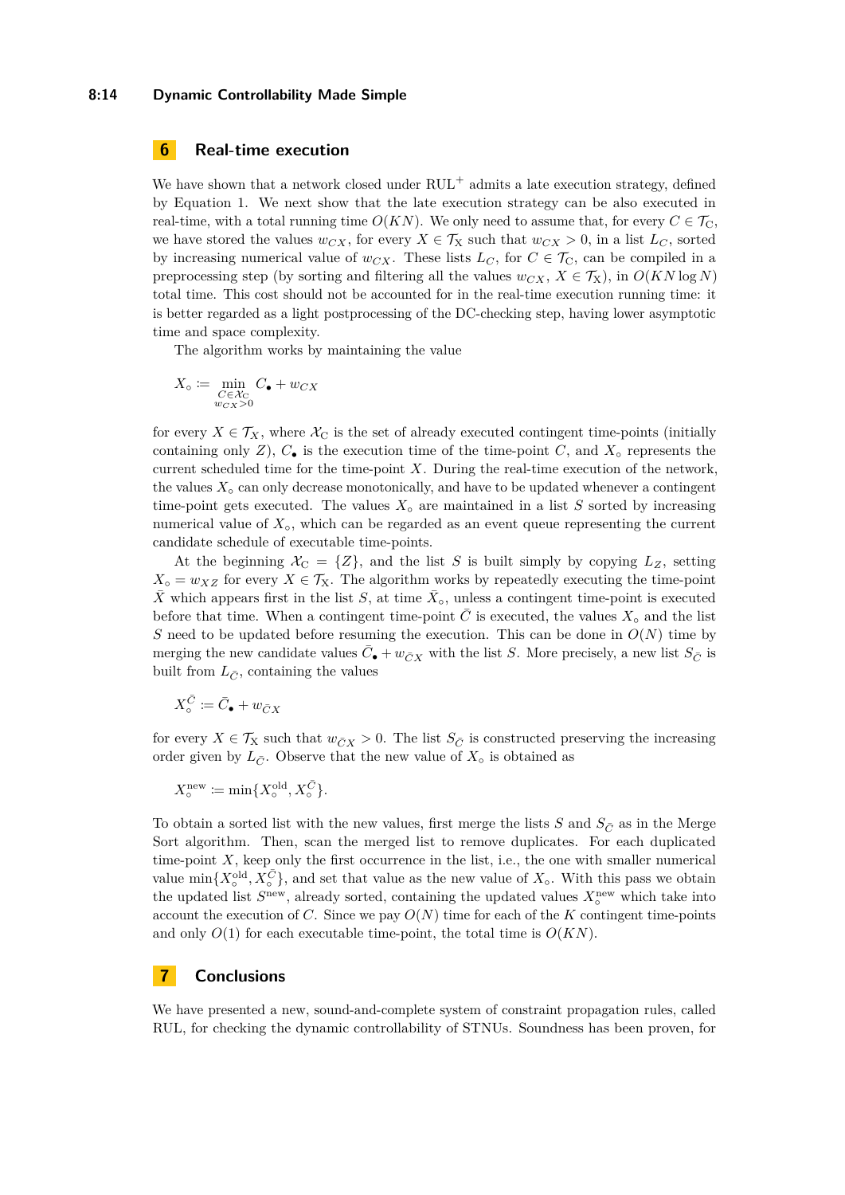## 6 Real-time execution

We have shown that a network closed under RUL$^+$ admits a late execution strategy, defined by Equation 1. We next show that the late execution strategy can be also executed in real-time, with a total running time $O(KN)$. We only need to assume that, for every $C \in \mathcal{T}_{\mathrm{C}}$, we have stored the values $w_{CX}$, for every $X \in \mathcal{T}_{\mathrm{X}}$ such that $w_{CX} > 0$, in a list $L_C$, sorted by increasing numerical value of $w_{CX}$. These lists $L_C$, for $C \in \mathcal{T}_{\mathrm{C}}$, can be compiled in a preprocessing step (by sorting and filtering all the values $w_{CX}$, $X \in \mathcal{T}_{\mathrm{X}}$), in $O(KN \log N)$ total time. This cost should not be accounted for in the real-time execution running time: it is better regarded as a light postprocessing of the DC-checking step, having lower asymptotic time and space complexity.

The algorithm works by maintaining the value

$$X_\circ \coloneqq \min_{\substack{C \in \mathcal{X}_{\mathrm{C}} \\ w_{CX} > 0}} C_\bullet + w_{CX}$$

for every $X \in \mathcal{T}_X$, where $\mathcal{X}_{\mathrm{C}}$ is the set of already executed contingent time-points (initially containing only $Z$), $C_\bullet$ is the execution time of the time-point $C$, and $X_\circ$ represents the current scheduled time for the time-point $X$. During the real-time execution of the network, the values $X_\circ$ can only decrease monotonically, and have to be updated whenever a contingent time-point gets executed. The values $X_\circ$ are maintained in a list $S$ sorted by increasing numerical value of $X_\circ$, which can be regarded as an event queue representing the current candidate schedule of executable time-points.

At the beginning $\mathcal{X}_{\mathrm{C}} = \{Z\}$, and the list $S$ is built simply by copying $L_Z$, setting $X_\circ = w_{XZ}$ for every $X \in \mathcal{T}_{\mathrm{X}}$. The algorithm works by repeatedly executing the time-point $\bar{X}$ which appears first in the list $S$, at time $\bar{X}_\circ$, unless a contingent time-point is executed before that time. When a contingent time-point $\bar{C}$ is executed, the values $X_\circ$ and the list $S$ need to be updated before resuming the execution. This can be done in $O(N)$ time by merging the new candidate values $\bar{C}_\bullet + w_{\bar{C}X}$ with the list $S$. More precisely, a new list $S_{\bar{C}}$ is built from $L_{\bar{C}}$, containing the values

$$X_\circ^{\bar{C}} \coloneqq \bar{C}_\bullet + w_{\bar{C}X}$$

for every $X \in \mathcal{T}_{\mathrm{X}}$ such that $w_{\bar{C}X} > 0$. The list $S_{\bar{C}}$ is constructed preserving the increasing order given by $L_{\bar{C}}$. Observe that the new value of $X_\circ$ is obtained as

$$X_\circ^{\mathrm{new}} \coloneqq \min\{X_\circ^{\mathrm{old}}, X_\circ^{\bar{C}}\}.$$

To obtain a sorted list with the new values, first merge the lists $S$ and $S_{\bar{C}}$ as in the Merge Sort algorithm. Then, scan the merged list to remove duplicates. For each duplicated time-point $X$, keep only the first occurrence in the list, i.e., the one with smaller numerical value $\min\{X_\circ^{\mathrm{old}}, X_\circ^{\bar{C}}\}$, and set that value as the new value of $X_\circ$. With this pass we obtain the updated list $S^{\mathrm{new}}$, already sorted, containing the updated values $X_\circ^{\mathrm{new}}$ which take into account the execution of $C$. Since we pay $O(N)$ time for each of the $K$ contingent time-points and only $O(1)$ for each executable time-point, the total time is $O(KN)$.

## 7 Conclusions

We have presented a new, sound-and-complete system of constraint propagation rules, called RUL, for checking the dynamic controllability of STNUs. Soundness has been proven, for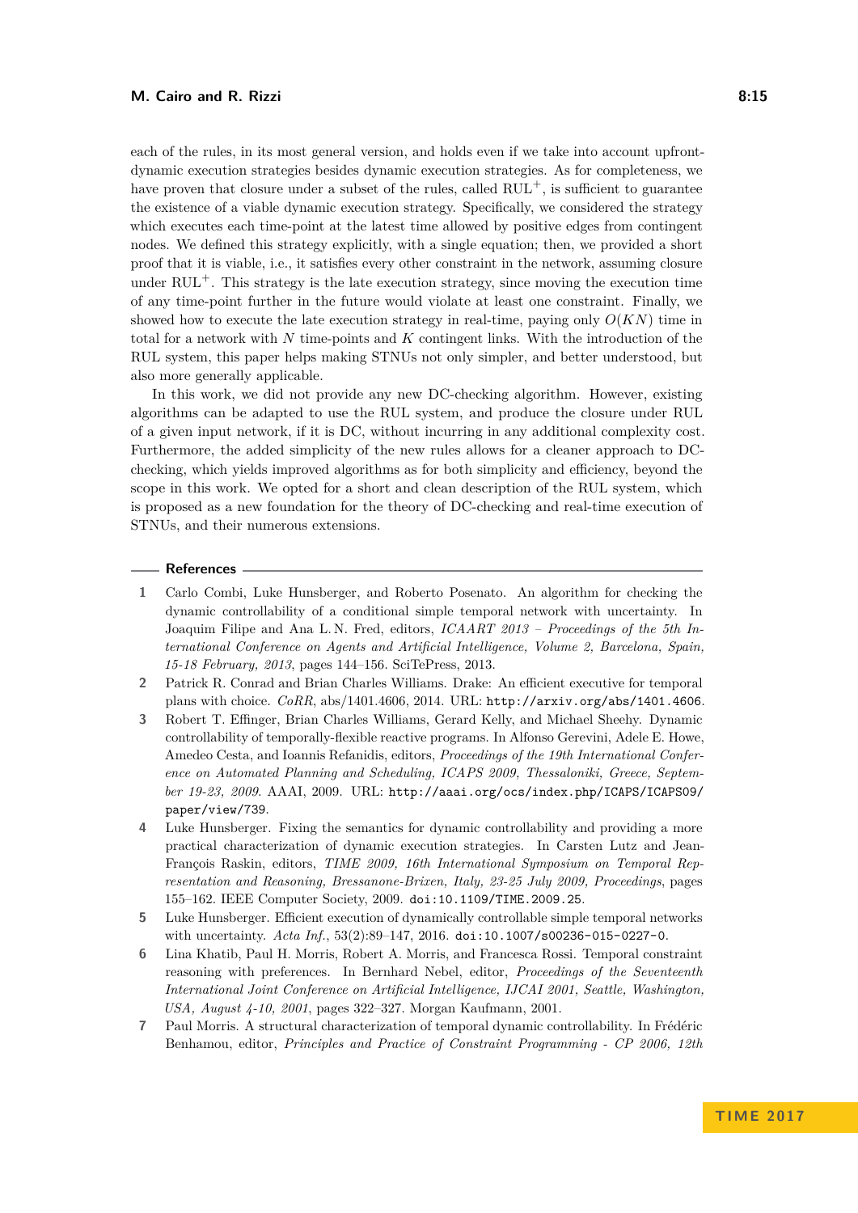each of the rules, in its most general version, and holds even if we take into account upfront-dynamic execution strategies besides dynamic execution strategies. As for completeness, we have proven that closure under a subset of the rules, called RUL$^+$, is sufficient to guarantee the existence of a viable dynamic execution strategy. Specifically, we considered the strategy which executes each time-point at the latest time allowed by positive edges from contingent nodes. We defined this strategy explicitly, with a single equation; then, we provided a short proof that it is viable, i.e., it satisfies every other constraint in the network, assuming closure under RUL$^+$. This strategy is the late execution strategy, since moving the execution time of any time-point further in the future would violate at least one constraint. Finally, we showed how to execute the late execution strategy in real-time, paying only $O(KN)$ time in total for a network with $N$ time-points and $K$ contingent links. With the introduction of the RUL system, this paper helps making STNUs not only simpler, and better understood, but also more generally applicable.

In this work, we did not provide any new DC-checking algorithm. However, existing algorithms can be adapted to use the RUL system, and produce the closure under RUL of a given input network, if it is DC, without incurring in any additional complexity cost. Furthermore, the added simplicity of the new rules allows for a cleaner approach to DC-checking, which yields improved algorithms as for both simplicity and efficiency, beyond the scope in this work. We opted for a short and clean description of the RUL system, which is proposed as a new foundation for the theory of DC-checking and real-time execution of STNUs, and their numerous extensions.

## References

1. Carlo Combi, Luke Hunsberger, and Roberto Posenato. An algorithm for checking the dynamic controllability of a conditional simple temporal network with uncertainty. In Joaquim Filipe and Ana L. N. Fred, editors, *ICAART 2013 – Proceedings of the 5th International Conference on Agents and Artificial Intelligence, Volume 2, Barcelona, Spain, 15-18 February, 2013*, pages 144–156. SciTePress, 2013.
2. Patrick R. Conrad and Brian Charles Williams. Drake: An efficient executive for temporal plans with choice. *CoRR*, abs/1401.4606, 2014. URL: `http://arxiv.org/abs/1401.4606`.
3. Robert T. Effinger, Brian Charles Williams, Gerard Kelly, and Michael Sheehy. Dynamic controllability of temporally-flexible reactive programs. In Alfonso Gerevini, Adele E. Howe, Amedeo Cesta, and Ioannis Refanidis, editors, *Proceedings of the 19th International Conference on Automated Planning and Scheduling, ICAPS 2009, Thessaloniki, Greece, September 19-23, 2009*. AAAI, 2009. URL: `http://aaai.org/ocs/index.php/ICAPS/ICAPS09/paper/view/739`.
4. Luke Hunsberger. Fixing the semantics for dynamic controllability and providing a more practical characterization of dynamic execution strategies. In Carsten Lutz and Jean-François Raskin, editors, *TIME 2009, 16th International Symposium on Temporal Representation and Reasoning, Bressanone-Brixen, Italy, 23-25 July 2009, Proceedings*, pages 155–162. IEEE Computer Society, 2009. `doi:10.1109/TIME.2009.25`.
5. Luke Hunsberger. Efficient execution of dynamically controllable simple temporal networks with uncertainty. *Acta Inf.*, 53(2):89–147, 2016. `doi:10.1007/s00236-015-0227-0`.
6. Lina Khatib, Paul H. Morris, Robert A. Morris, and Francesca Rossi. Temporal constraint reasoning with preferences. In Bernhard Nebel, editor, *Proceedings of the Seventeenth International Joint Conference on Artificial Intelligence, IJCAI 2001, Seattle, Washington, USA, August 4-10, 2001*, pages 322–327. Morgan Kaufmann, 2001.
7. Paul Morris. A structural characterization of temporal dynamic controllability. In Frédéric Benhamou, editor, *Principles and Practice of Constraint Programming - CP 2006, 12th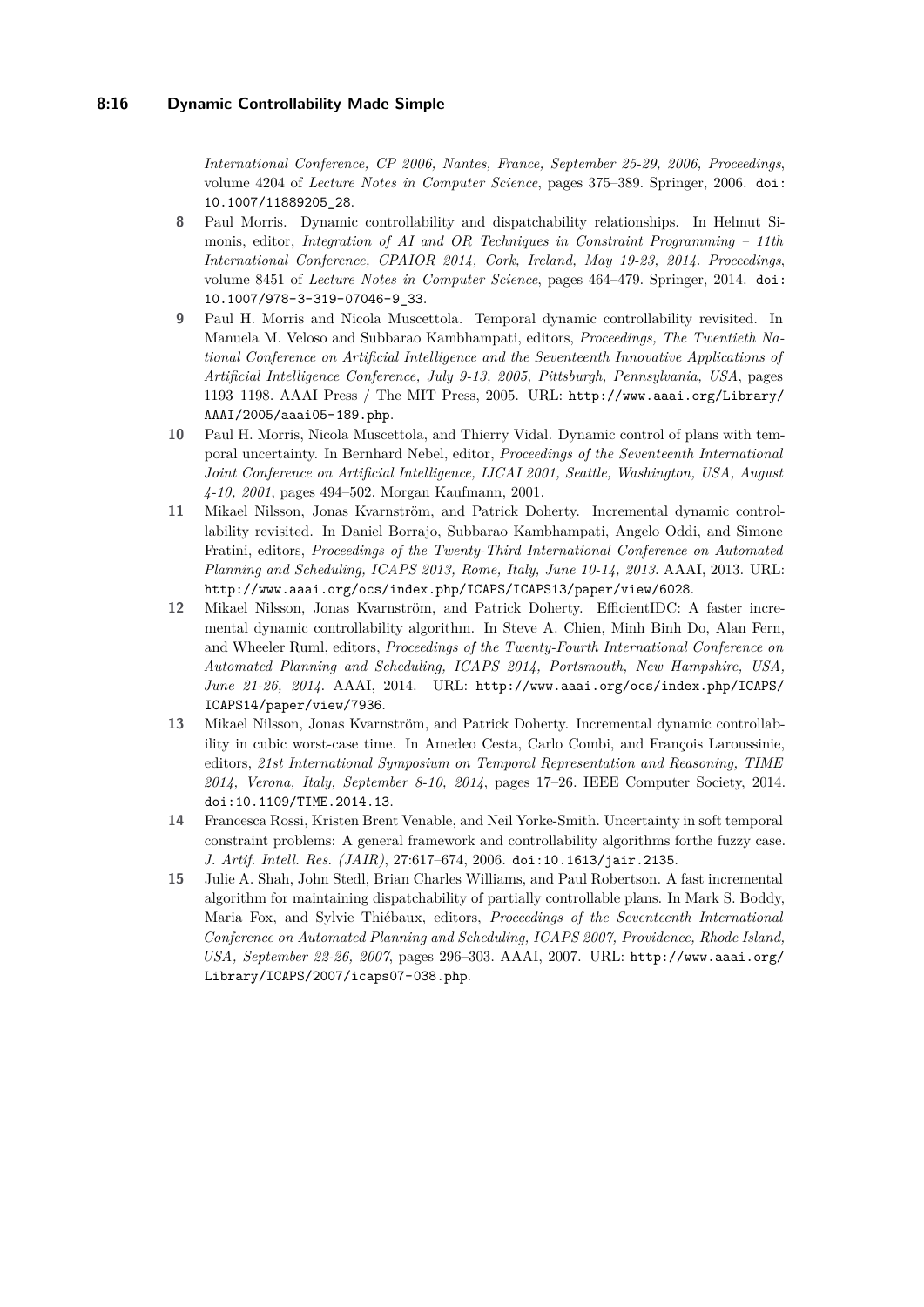*International Conference, CP 2006, Nantes, France, September 25-29, 2006, Proceedings*, volume 4204 of *Lecture Notes in Computer Science*, pages 375–389. Springer, 2006. doi:10.1007/11889205_28.

**8** Paul Morris. Dynamic controllability and dispatchability relationships. In Helmut Simonis, editor, *Integration of AI and OR Techniques in Constraint Programming – 11th International Conference, CPAIOR 2014, Cork, Ireland, May 19-23, 2014. Proceedings*, volume 8451 of *Lecture Notes in Computer Science*, pages 464–479. Springer, 2014. doi:10.1007/978-3-319-07046-9_33.

**9** Paul H. Morris and Nicola Muscettola. Temporal dynamic controllability revisited. In Manuela M. Veloso and Subbarao Kambhampati, editors, *Proceedings, The Twentieth National Conference on Artificial Intelligence and the Seventeenth Innovative Applications of Artificial Intelligence Conference, July 9-13, 2005, Pittsburgh, Pennsylvania, USA*, pages 1193–1198. AAAI Press / The MIT Press, 2005. URL: http://www.aaai.org/Library/AAAI/2005/aaai05-189.php.

**10** Paul H. Morris, Nicola Muscettola, and Thierry Vidal. Dynamic control of plans with temporal uncertainty. In Bernhard Nebel, editor, *Proceedings of the Seventeenth International Joint Conference on Artificial Intelligence, IJCAI 2001, Seattle, Washington, USA, August 4-10, 2001*, pages 494–502. Morgan Kaufmann, 2001.

**11** Mikael Nilsson, Jonas Kvarnström, and Patrick Doherty. Incremental dynamic controllability revisited. In Daniel Borrajo, Subbarao Kambhampati, Angelo Oddi, and Simone Fratini, editors, *Proceedings of the Twenty-Third International Conference on Automated Planning and Scheduling, ICAPS 2013, Rome, Italy, June 10-14, 2013*. AAAI, 2013. URL: http://www.aaai.org/ocs/index.php/ICAPS/ICAPS13/paper/view/6028.

**12** Mikael Nilsson, Jonas Kvarnström, and Patrick Doherty. EfficientIDC: A faster incremental dynamic controllability algorithm. In Steve A. Chien, Minh Binh Do, Alan Fern, and Wheeler Ruml, editors, *Proceedings of the Twenty-Fourth International Conference on Automated Planning and Scheduling, ICAPS 2014, Portsmouth, New Hampshire, USA, June 21-26, 2014*. AAAI, 2014. URL: http://www.aaai.org/ocs/index.php/ICAPS/ICAPS14/paper/view/7936.

**13** Mikael Nilsson, Jonas Kvarnström, and Patrick Doherty. Incremental dynamic controllability in cubic worst-case time. In Amedeo Cesta, Carlo Combi, and François Laroussinie, editors, *21st International Symposium on Temporal Representation and Reasoning, TIME 2014, Verona, Italy, September 8-10, 2014*, pages 17–26. IEEE Computer Society, 2014. doi:10.1109/TIME.2014.13.

**14** Francesca Rossi, Kristen Brent Venable, and Neil Yorke-Smith. Uncertainty in soft temporal constraint problems: A general framework and controllability algorithms forthe fuzzy case. *J. Artif. Intell. Res. (JAIR)*, 27:617–674, 2006. doi:10.1613/jair.2135.

**15** Julie A. Shah, John Stedl, Brian Charles Williams, and Paul Robertson. A fast incremental algorithm for maintaining dispatchability of partially controllable plans. In Mark S. Boddy, Maria Fox, and Sylvie Thiébaux, editors, *Proceedings of the Seventeenth International Conference on Automated Planning and Scheduling, ICAPS 2007, Providence, Rhode Island, USA, September 22-26, 2007*, pages 296–303. AAAI, 2007. URL: http://www.aaai.org/Library/ICAPS/2007/icaps07-038.php.